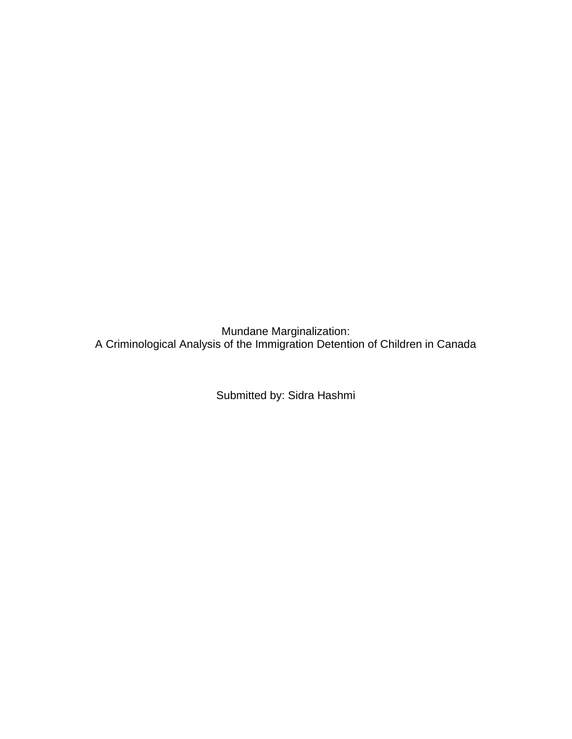# Mundane Marginalization:
# A Criminological Analysis of the Immigration Detention of Children in Canada

Submitted by: Sidra Hashmi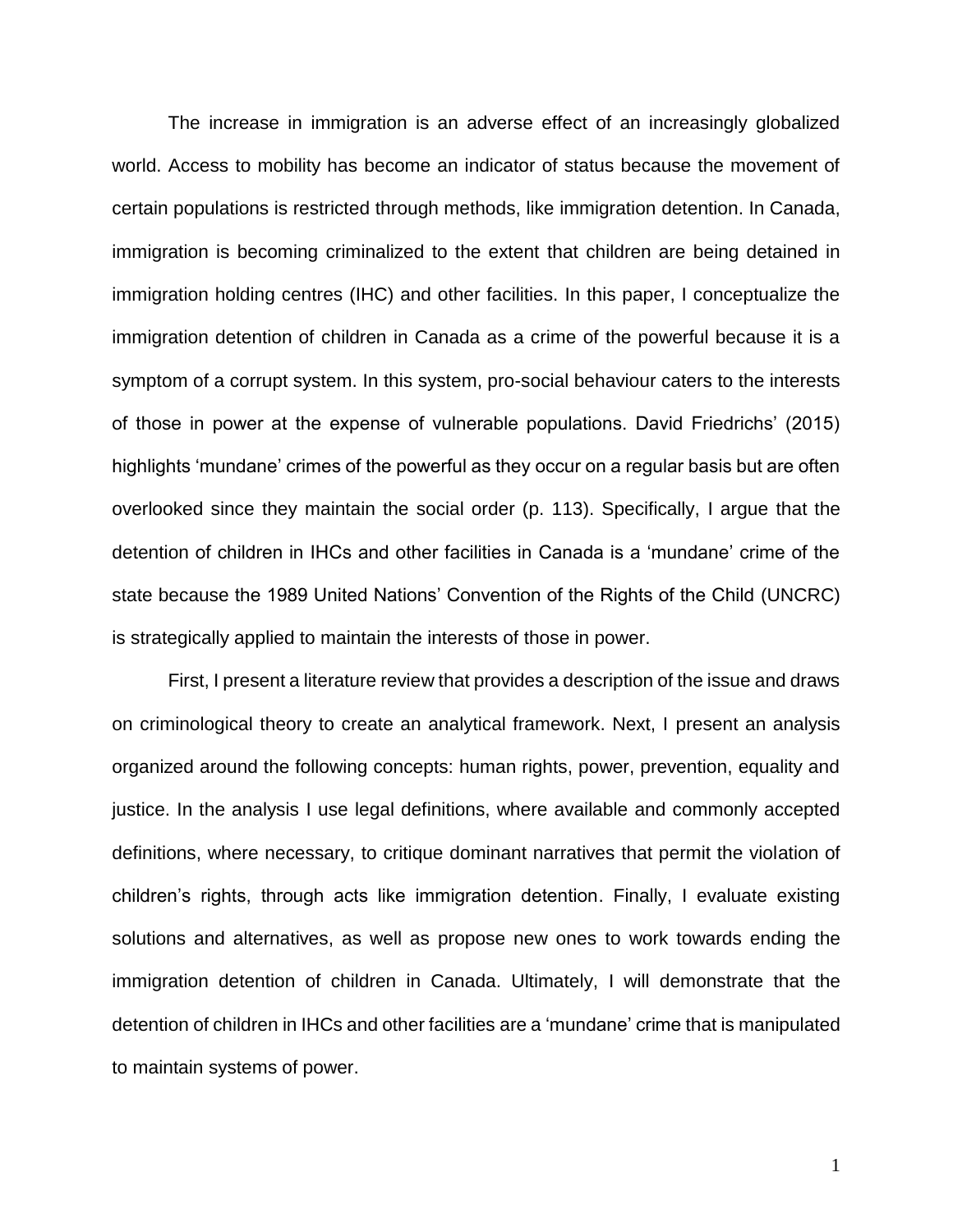The increase in immigration is an adverse effect of an increasingly globalized world. Access to mobility has become an indicator of status because the movement of certain populations is restricted through methods, like immigration detention. In Canada, immigration is becoming criminalized to the extent that children are being detained in immigration holding centres (IHC) and other facilities. In this paper, I conceptualize the immigration detention of children in Canada as a crime of the powerful because it is a symptom of a corrupt system. In this system, pro-social behaviour caters to the interests of those in power at the expense of vulnerable populations. David Friedrichs' (2015) highlights 'mundane' crimes of the powerful as they occur on a regular basis but are often overlooked since they maintain the social order (p. 113). Specifically, I argue that the detention of children in IHCs and other facilities in Canada is a 'mundane' crime of the state because the 1989 United Nations' Convention of the Rights of the Child (UNCRC) is strategically applied to maintain the interests of those in power.

First, I present a literature review that provides a description of the issue and draws on criminological theory to create an analytical framework. Next, I present an analysis organized around the following concepts: human rights, power, prevention, equality and justice. In the analysis I use legal definitions, where available and commonly accepted definitions, where necessary, to critique dominant narratives that permit the violation of children's rights, through acts like immigration detention. Finally, I evaluate existing solutions and alternatives, as well as propose new ones to work towards ending the immigration detention of children in Canada. Ultimately, I will demonstrate that the detention of children in IHCs and other facilities are a 'mundane' crime that is manipulated to maintain systems of power.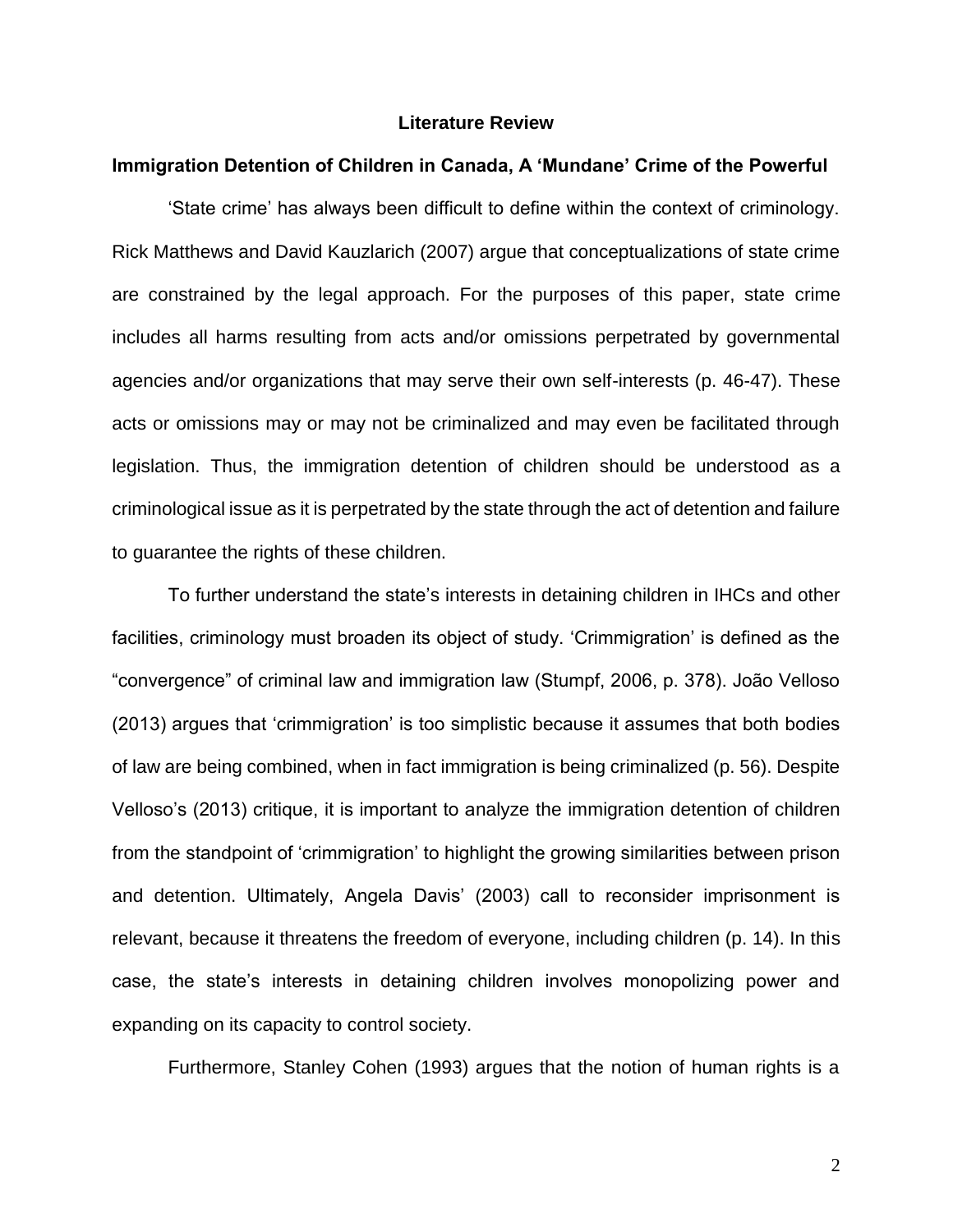## Literature Review

### Immigration Detention of Children in Canada, A 'Mundane' Crime of the Powerful

'State crime' has always been difficult to define within the context of criminology. Rick Matthews and David Kauzlarich (2007) argue that conceptualizations of state crime are constrained by the legal approach. For the purposes of this paper, state crime includes all harms resulting from acts and/or omissions perpetrated by governmental agencies and/or organizations that may serve their own self-interests (p. 46-47). These acts or omissions may or may not be criminalized and may even be facilitated through legislation. Thus, the immigration detention of children should be understood as a criminological issue as it is perpetrated by the state through the act of detention and failure to guarantee the rights of these children.

To further understand the state's interests in detaining children in IHCs and other facilities, criminology must broaden its object of study. 'Crimmigration' is defined as the "convergence" of criminal law and immigration law (Stumpf, 2006, p. 378). João Velloso (2013) argues that 'crimmigration' is too simplistic because it assumes that both bodies of law are being combined, when in fact immigration is being criminalized (p. 56). Despite Velloso's (2013) critique, it is important to analyze the immigration detention of children from the standpoint of 'crimmigration' to highlight the growing similarities between prison and detention. Ultimately, Angela Davis' (2003) call to reconsider imprisonment is relevant, because it threatens the freedom of everyone, including children (p. 14). In this case, the state's interests in detaining children involves monopolizing power and expanding on its capacity to control society.

Furthermore, Stanley Cohen (1993) argues that the notion of human rights is a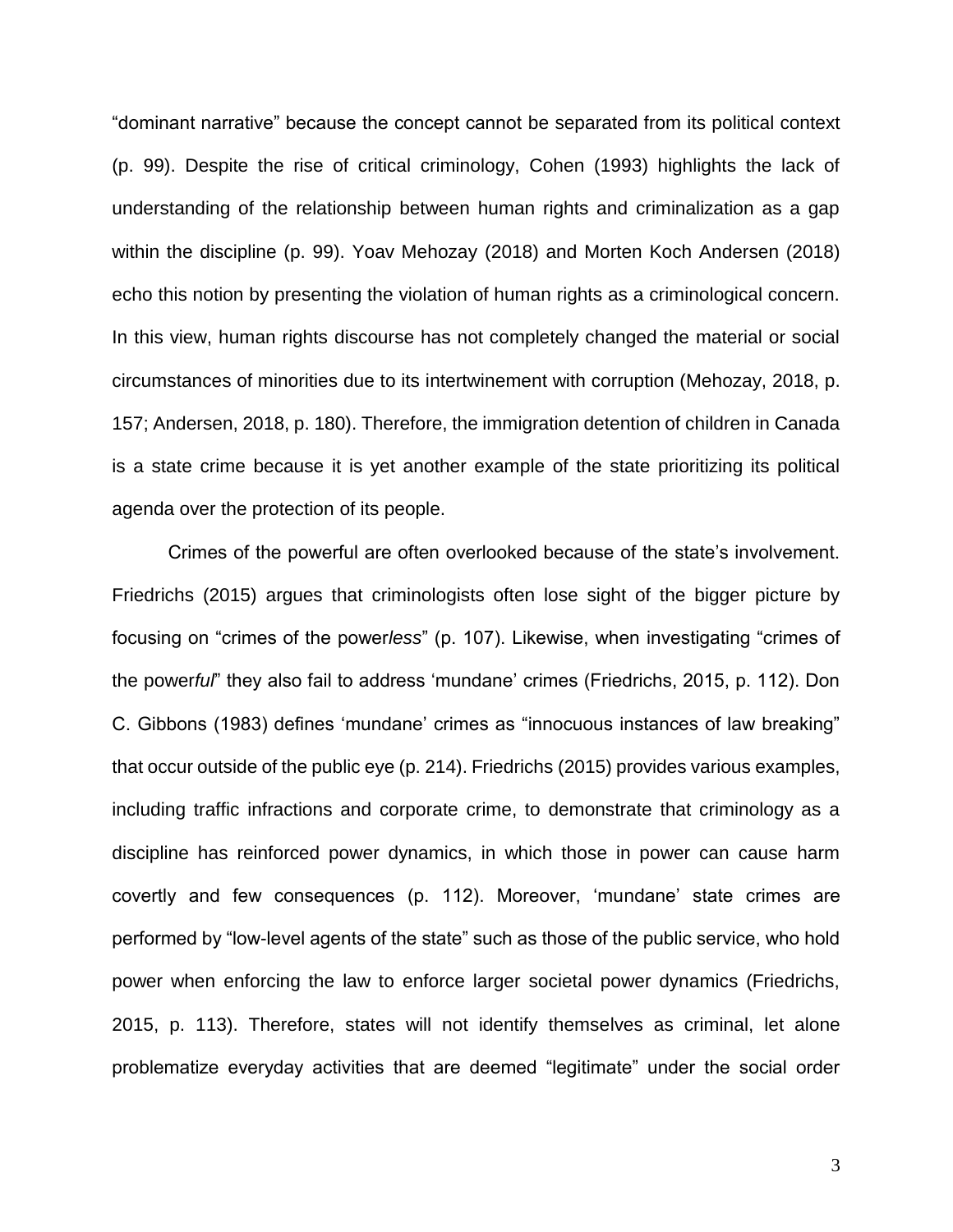"dominant narrative" because the concept cannot be separated from its political context (p. 99). Despite the rise of critical criminology, Cohen (1993) highlights the lack of understanding of the relationship between human rights and criminalization as a gap within the discipline (p. 99). Yoav Mehozay (2018) and Morten Koch Andersen (2018) echo this notion by presenting the violation of human rights as a criminological concern. In this view, human rights discourse has not completely changed the material or social circumstances of minorities due to its intertwinement with corruption (Mehozay, 2018, p. 157; Andersen, 2018, p. 180). Therefore, the immigration detention of children in Canada is a state crime because it is yet another example of the state prioritizing its political agenda over the protection of its people.

Crimes of the powerful are often overlooked because of the state's involvement. Friedrichs (2015) argues that criminologists often lose sight of the bigger picture by focusing on "crimes of the power*less*" (p. 107). Likewise, when investigating "crimes of the power*ful*" they also fail to address 'mundane' crimes (Friedrichs, 2015, p. 112). Don C. Gibbons (1983) defines 'mundane' crimes as "innocuous instances of law breaking" that occur outside of the public eye (p. 214). Friedrichs (2015) provides various examples, including traffic infractions and corporate crime, to demonstrate that criminology as a discipline has reinforced power dynamics, in which those in power can cause harm covertly and few consequences (p. 112). Moreover, 'mundane' state crimes are performed by "low-level agents of the state" such as those of the public service, who hold power when enforcing the law to enforce larger societal power dynamics (Friedrichs, 2015, p. 113). Therefore, states will not identify themselves as criminal, let alone problematize everyday activities that are deemed "legitimate" under the social order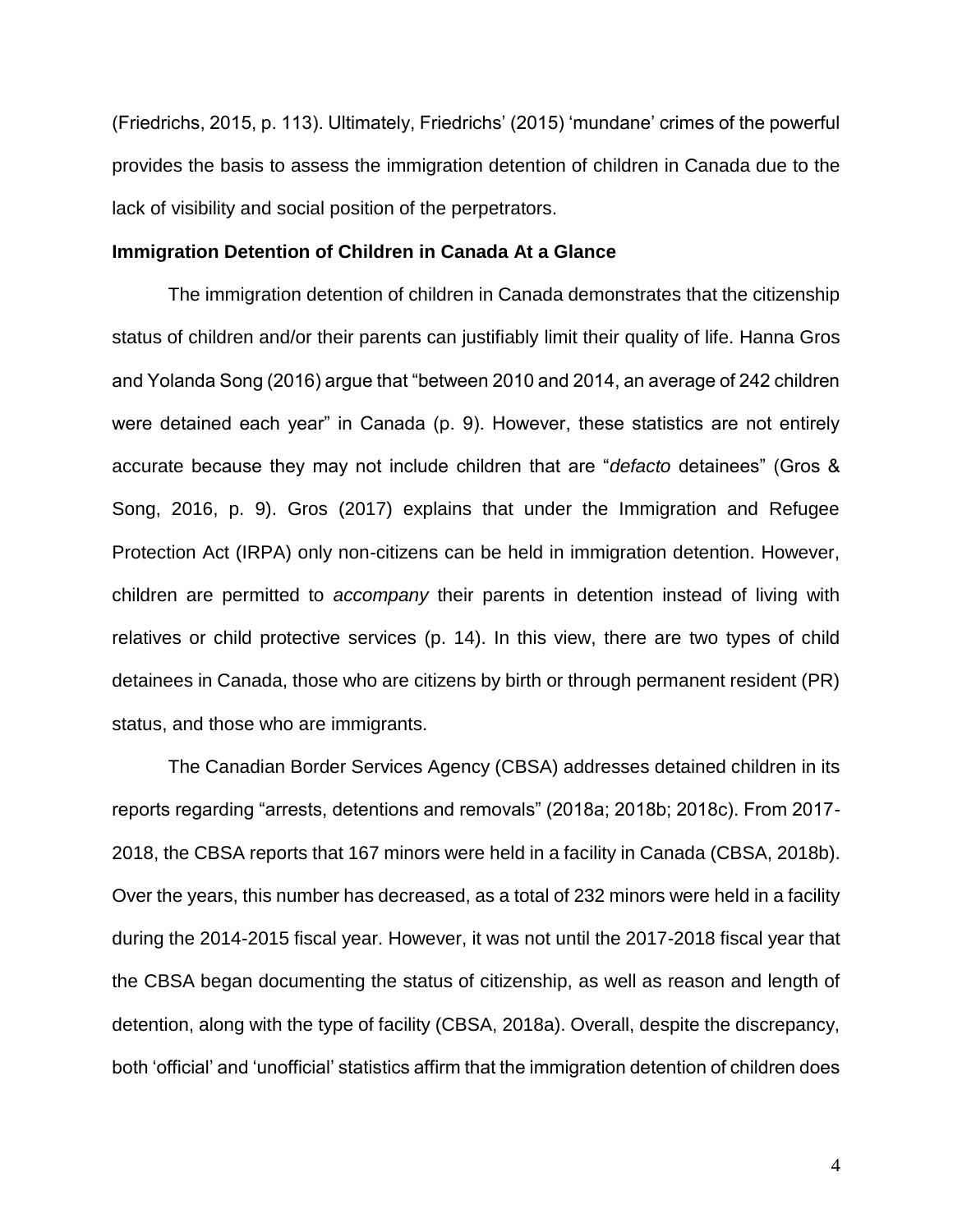(Friedrichs, 2015, p. 113). Ultimately, Friedrichs' (2015) 'mundane' crimes of the powerful provides the basis to assess the immigration detention of children in Canada due to the lack of visibility and social position of the perpetrators.

**Immigration Detention of Children in Canada At a Glance**

The immigration detention of children in Canada demonstrates that the citizenship status of children and/or their parents can justifiably limit their quality of life. Hanna Gros and Yolanda Song (2016) argue that "between 2010 and 2014, an average of 242 children were detained each year" in Canada (p. 9). However, these statistics are not entirely accurate because they may not include children that are "*defacto* detainees" (Gros & Song, 2016, p. 9). Gros (2017) explains that under the Immigration and Refugee Protection Act (IRPA) only non-citizens can be held in immigration detention. However, children are permitted to *accompany* their parents in detention instead of living with relatives or child protective services (p. 14). In this view, there are two types of child detainees in Canada, those who are citizens by birth or through permanent resident (PR) status, and those who are immigrants.

The Canadian Border Services Agency (CBSA) addresses detained children in its reports regarding "arrests, detentions and removals" (2018a; 2018b; 2018c). From 2017-2018, the CBSA reports that 167 minors were held in a facility in Canada (CBSA, 2018b). Over the years, this number has decreased, as a total of 232 minors were held in a facility during the 2014-2015 fiscal year. However, it was not until the 2017-2018 fiscal year that the CBSA began documenting the status of citizenship, as well as reason and length of detention, along with the type of facility (CBSA, 2018a). Overall, despite the discrepancy, both 'official' and 'unofficial' statistics affirm that the immigration detention of children does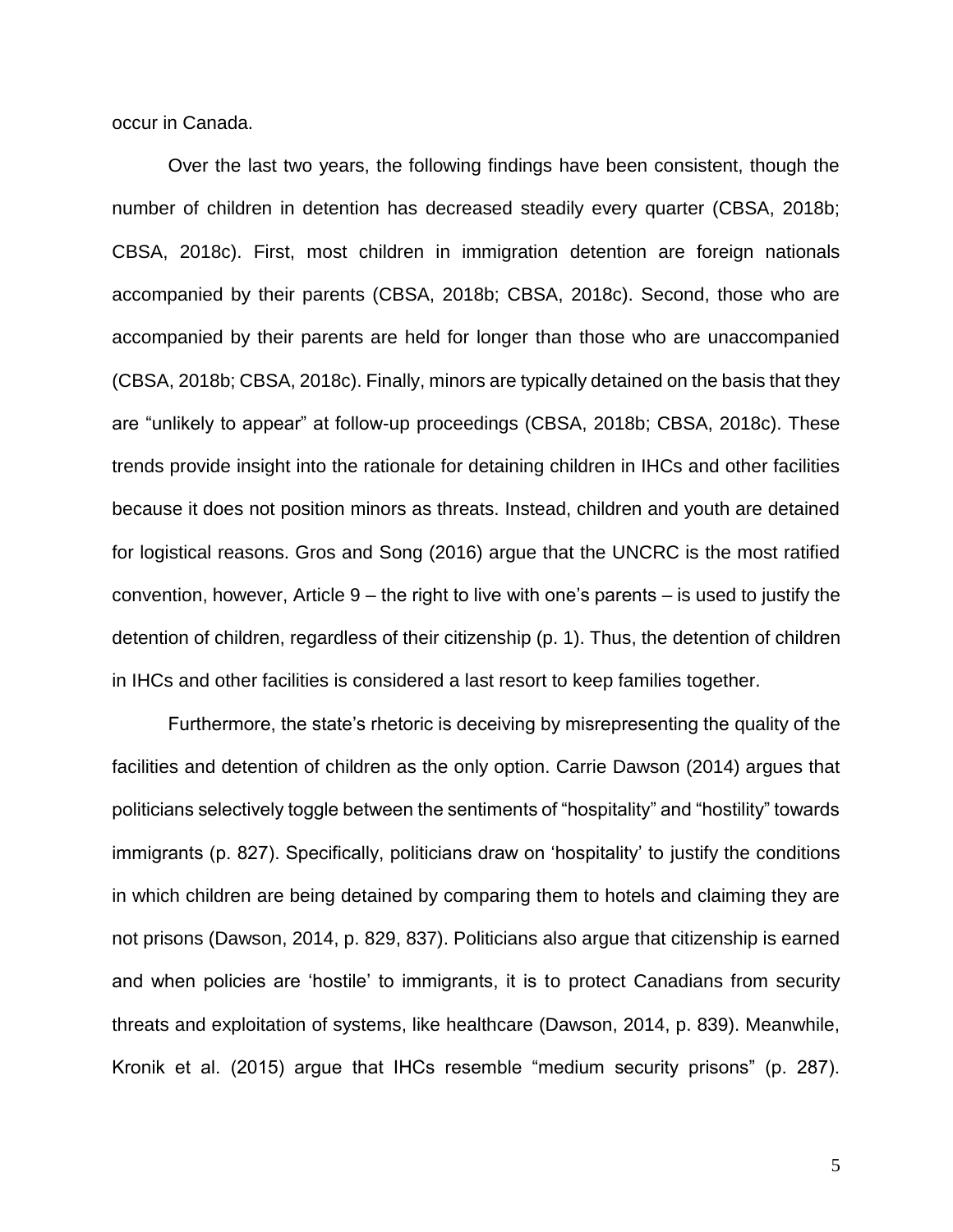occur in Canada.

Over the last two years, the following findings have been consistent, though the number of children in detention has decreased steadily every quarter (CBSA, 2018b; CBSA, 2018c). First, most children in immigration detention are foreign nationals accompanied by their parents (CBSA, 2018b; CBSA, 2018c). Second, those who are accompanied by their parents are held for longer than those who are unaccompanied (CBSA, 2018b; CBSA, 2018c). Finally, minors are typically detained on the basis that they are "unlikely to appear" at follow-up proceedings (CBSA, 2018b; CBSA, 2018c). These trends provide insight into the rationale for detaining children in IHCs and other facilities because it does not position minors as threats. Instead, children and youth are detained for logistical reasons. Gros and Song (2016) argue that the UNCRC is the most ratified convention, however, Article 9 – the right to live with one's parents – is used to justify the detention of children, regardless of their citizenship (p. 1). Thus, the detention of children in IHCs and other facilities is considered a last resort to keep families together.

Furthermore, the state's rhetoric is deceiving by misrepresenting the quality of the facilities and detention of children as the only option. Carrie Dawson (2014) argues that politicians selectively toggle between the sentiments of "hospitality" and "hostility" towards immigrants (p. 827). Specifically, politicians draw on 'hospitality' to justify the conditions in which children are being detained by comparing them to hotels and claiming they are not prisons (Dawson, 2014, p. 829, 837). Politicians also argue that citizenship is earned and when policies are 'hostile' to immigrants, it is to protect Canadians from security threats and exploitation of systems, like healthcare (Dawson, 2014, p. 839). Meanwhile, Kronik et al. (2015) argue that IHCs resemble "medium security prisons" (p. 287).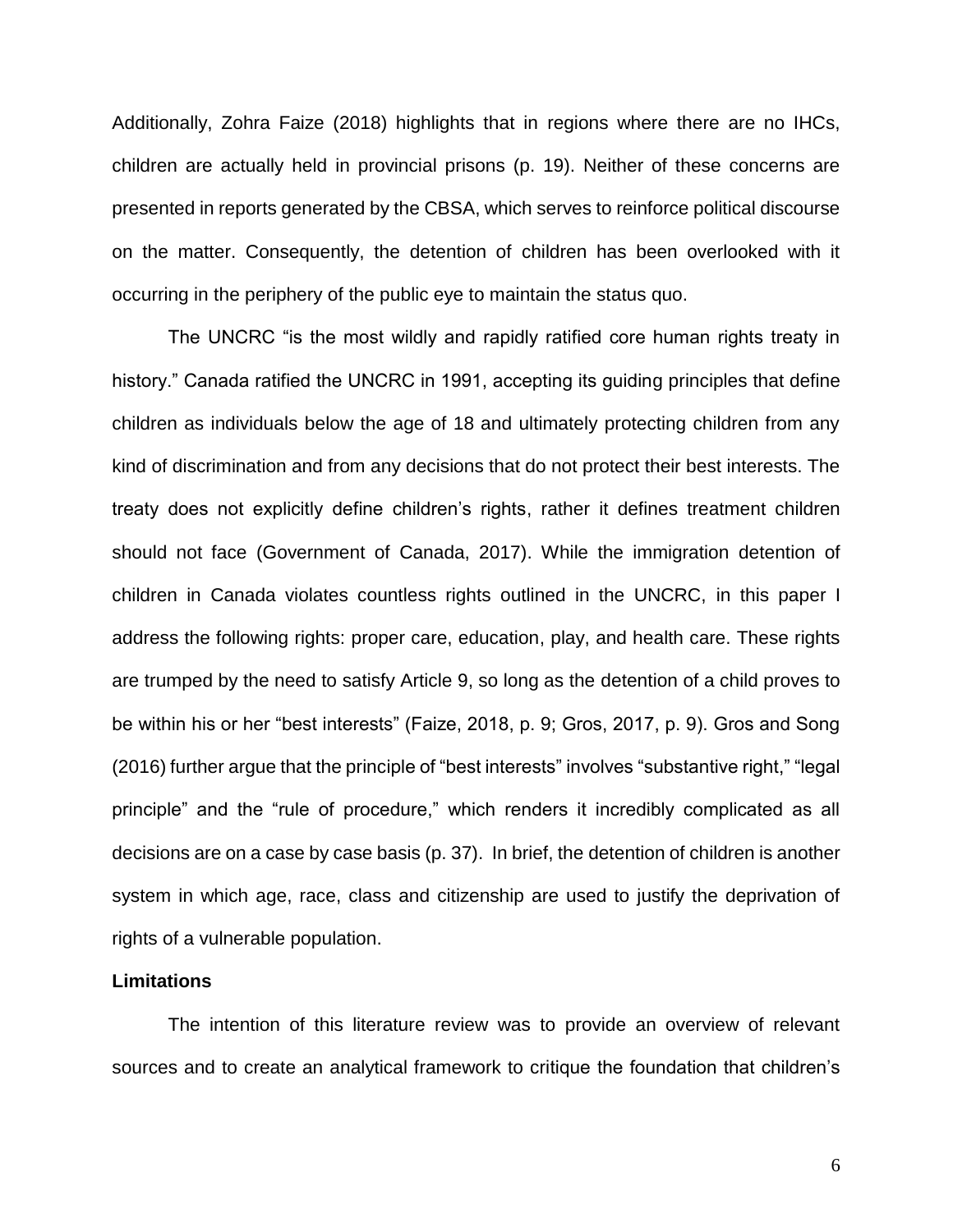Additionally, Zohra Faize (2018) highlights that in regions where there are no IHCs, children are actually held in provincial prisons (p. 19). Neither of these concerns are presented in reports generated by the CBSA, which serves to reinforce political discourse on the matter. Consequently, the detention of children has been overlooked with it occurring in the periphery of the public eye to maintain the status quo.

The UNCRC "is the most wildly and rapidly ratified core human rights treaty in history." Canada ratified the UNCRC in 1991, accepting its guiding principles that define children as individuals below the age of 18 and ultimately protecting children from any kind of discrimination and from any decisions that do not protect their best interests. The treaty does not explicitly define children's rights, rather it defines treatment children should not face (Government of Canada, 2017). While the immigration detention of children in Canada violates countless rights outlined in the UNCRC, in this paper I address the following rights: proper care, education, play, and health care. These rights are trumped by the need to satisfy Article 9, so long as the detention of a child proves to be within his or her "best interests" (Faize, 2018, p. 9; Gros, 2017, p. 9). Gros and Song (2016) further argue that the principle of "best interests" involves "substantive right," "legal principle" and the "rule of procedure," which renders it incredibly complicated as all decisions are on a case by case basis (p. 37). In brief, the detention of children is another system in which age, race, class and citizenship are used to justify the deprivation of rights of a vulnerable population.

**Limitations**

The intention of this literature review was to provide an overview of relevant sources and to create an analytical framework to critique the foundation that children's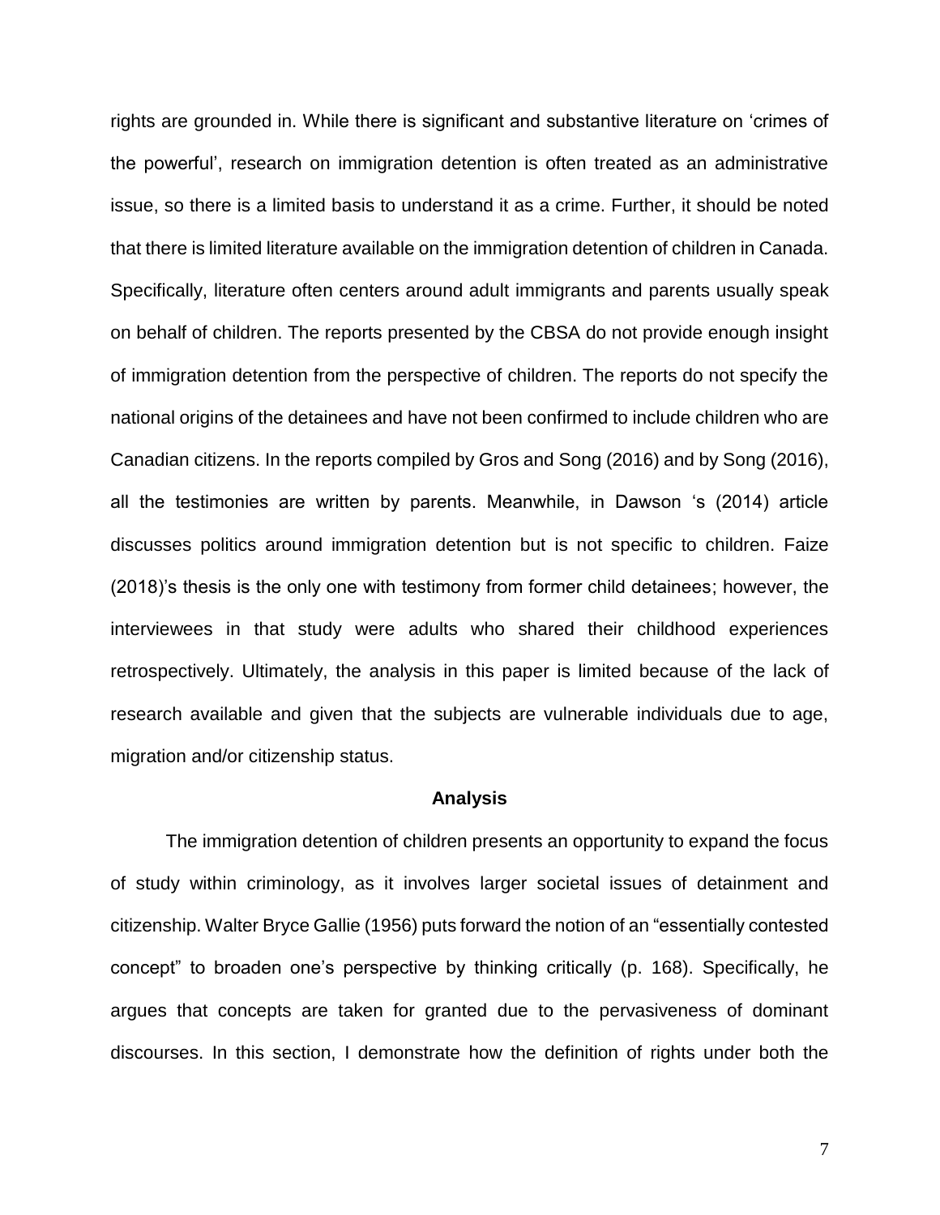rights are grounded in. While there is significant and substantive literature on 'crimes of the powerful', research on immigration detention is often treated as an administrative issue, so there is a limited basis to understand it as a crime. Further, it should be noted that there is limited literature available on the immigration detention of children in Canada. Specifically, literature often centers around adult immigrants and parents usually speak on behalf of children. The reports presented by the CBSA do not provide enough insight of immigration detention from the perspective of children. The reports do not specify the national origins of the detainees and have not been confirmed to include children who are Canadian citizens. In the reports compiled by Gros and Song (2016) and by Song (2016), all the testimonies are written by parents. Meanwhile, in Dawson 's (2014) article discusses politics around immigration detention but is not specific to children. Faize (2018)'s thesis is the only one with testimony from former child detainees; however, the interviewees in that study were adults who shared their childhood experiences retrospectively. Ultimately, the analysis in this paper is limited because of the lack of research available and given that the subjects are vulnerable individuals due to age, migration and/or citizenship status.

## Analysis

The immigration detention of children presents an opportunity to expand the focus of study within criminology, as it involves larger societal issues of detainment and citizenship. Walter Bryce Gallie (1956) puts forward the notion of an "essentially contested concept" to broaden one's perspective by thinking critically (p. 168). Specifically, he argues that concepts are taken for granted due to the pervasiveness of dominant discourses. In this section, I demonstrate how the definition of rights under both the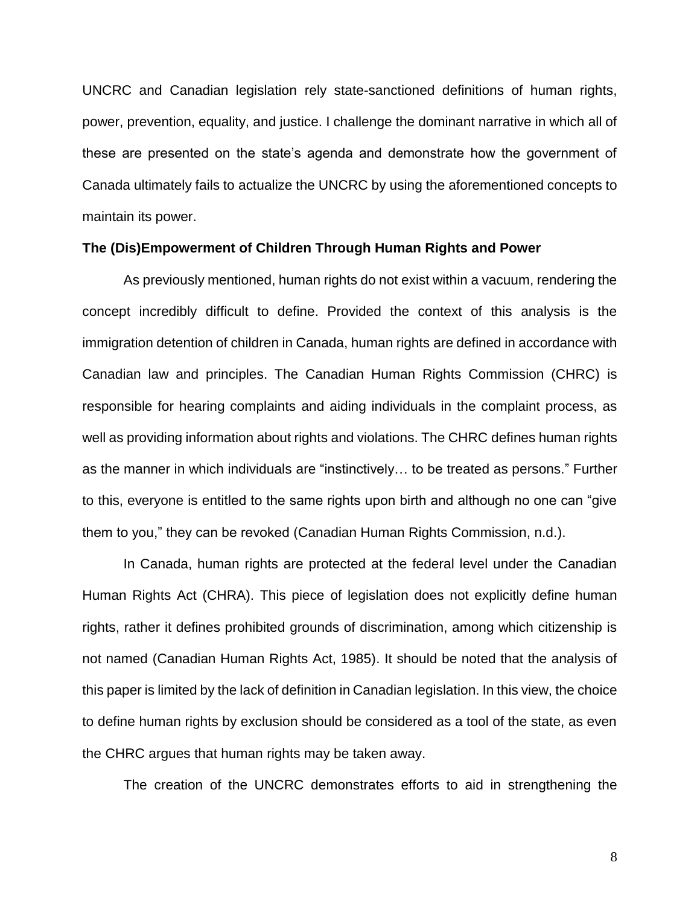UNCRC and Canadian legislation rely state-sanctioned definitions of human rights, power, prevention, equality, and justice. I challenge the dominant narrative in which all of these are presented on the state's agenda and demonstrate how the government of Canada ultimately fails to actualize the UNCRC by using the aforementioned concepts to maintain its power.

**The (Dis)Empowerment of Children Through Human Rights and Power**

As previously mentioned, human rights do not exist within a vacuum, rendering the concept incredibly difficult to define. Provided the context of this analysis is the immigration detention of children in Canada, human rights are defined in accordance with Canadian law and principles. The Canadian Human Rights Commission (CHRC) is responsible for hearing complaints and aiding individuals in the complaint process, as well as providing information about rights and violations. The CHRC defines human rights as the manner in which individuals are "instinctively… to be treated as persons." Further to this, everyone is entitled to the same rights upon birth and although no one can "give them to you," they can be revoked (Canadian Human Rights Commission, n.d.).

In Canada, human rights are protected at the federal level under the Canadian Human Rights Act (CHRA). This piece of legislation does not explicitly define human rights, rather it defines prohibited grounds of discrimination, among which citizenship is not named (Canadian Human Rights Act, 1985). It should be noted that the analysis of this paper is limited by the lack of definition in Canadian legislation. In this view, the choice to define human rights by exclusion should be considered as a tool of the state, as even the CHRC argues that human rights may be taken away.

The creation of the UNCRC demonstrates efforts to aid in strengthening the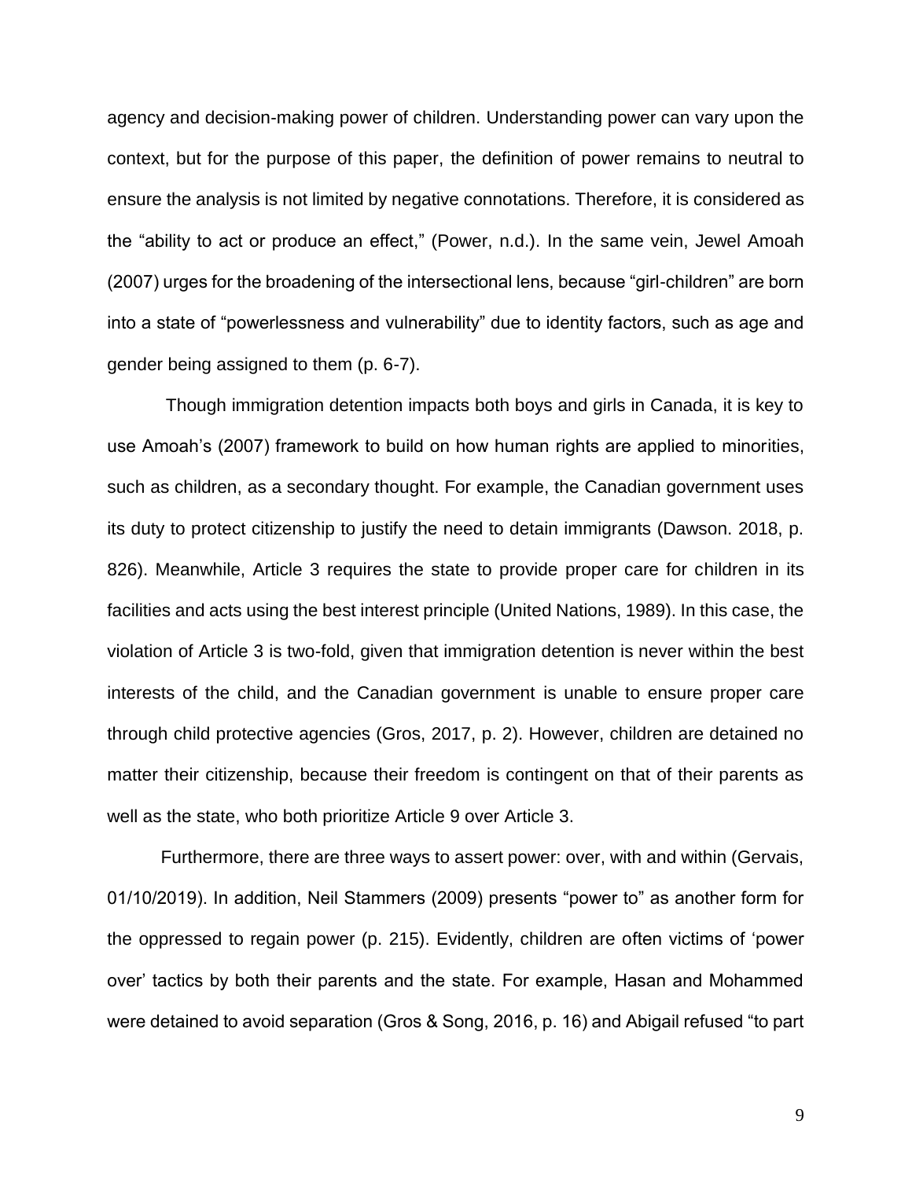agency and decision-making power of children. Understanding power can vary upon the context, but for the purpose of this paper, the definition of power remains to neutral to ensure the analysis is not limited by negative connotations. Therefore, it is considered as the "ability to act or produce an effect," (Power, n.d.). In the same vein, Jewel Amoah (2007) urges for the broadening of the intersectional lens, because "girl-children" are born into a state of "powerlessness and vulnerability" due to identity factors, such as age and gender being assigned to them (p. 6-7).

Though immigration detention impacts both boys and girls in Canada, it is key to use Amoah's (2007) framework to build on how human rights are applied to minorities, such as children, as a secondary thought. For example, the Canadian government uses its duty to protect citizenship to justify the need to detain immigrants (Dawson. 2018, p. 826). Meanwhile, Article 3 requires the state to provide proper care for children in its facilities and acts using the best interest principle (United Nations, 1989). In this case, the violation of Article 3 is two-fold, given that immigration detention is never within the best interests of the child, and the Canadian government is unable to ensure proper care through child protective agencies (Gros, 2017, p. 2). However, children are detained no matter their citizenship, because their freedom is contingent on that of their parents as well as the state, who both prioritize Article 9 over Article 3.

Furthermore, there are three ways to assert power: over, with and within (Gervais, 01/10/2019). In addition, Neil Stammers (2009) presents "power to" as another form for the oppressed to regain power (p. 215). Evidently, children are often victims of 'power over' tactics by both their parents and the state. For example, Hasan and Mohammed were detained to avoid separation (Gros & Song, 2016, p. 16) and Abigail refused "to part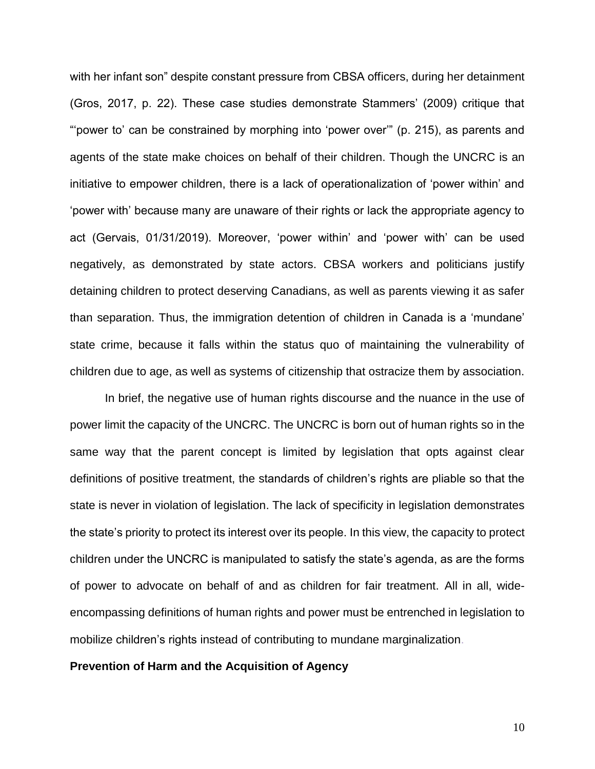with her infant son" despite constant pressure from CBSA officers, during her detainment (Gros, 2017, p. 22). These case studies demonstrate Stammers' (2009) critique that "'power to' can be constrained by morphing into 'power over'" (p. 215), as parents and agents of the state make choices on behalf of their children. Though the UNCRC is an initiative to empower children, there is a lack of operationalization of 'power within' and 'power with' because many are unaware of their rights or lack the appropriate agency to act (Gervais, 01/31/2019). Moreover, 'power within' and 'power with' can be used negatively, as demonstrated by state actors. CBSA workers and politicians justify detaining children to protect deserving Canadians, as well as parents viewing it as safer than separation. Thus, the immigration detention of children in Canada is a 'mundane' state crime, because it falls within the status quo of maintaining the vulnerability of children due to age, as well as systems of citizenship that ostracize them by association.

In brief, the negative use of human rights discourse and the nuance in the use of power limit the capacity of the UNCRC. The UNCRC is born out of human rights so in the same way that the parent concept is limited by legislation that opts against clear definitions of positive treatment, the standards of children's rights are pliable so that the state is never in violation of legislation. The lack of specificity in legislation demonstrates the state's priority to protect its interest over its people. In this view, the capacity to protect children under the UNCRC is manipulated to satisfy the state's agenda, as are the forms of power to advocate on behalf of and as children for fair treatment. All in all, wide-encompassing definitions of human rights and power must be entrenched in legislation to mobilize children's rights instead of contributing to mundane marginalization.

**Prevention of Harm and the Acquisition of Agency**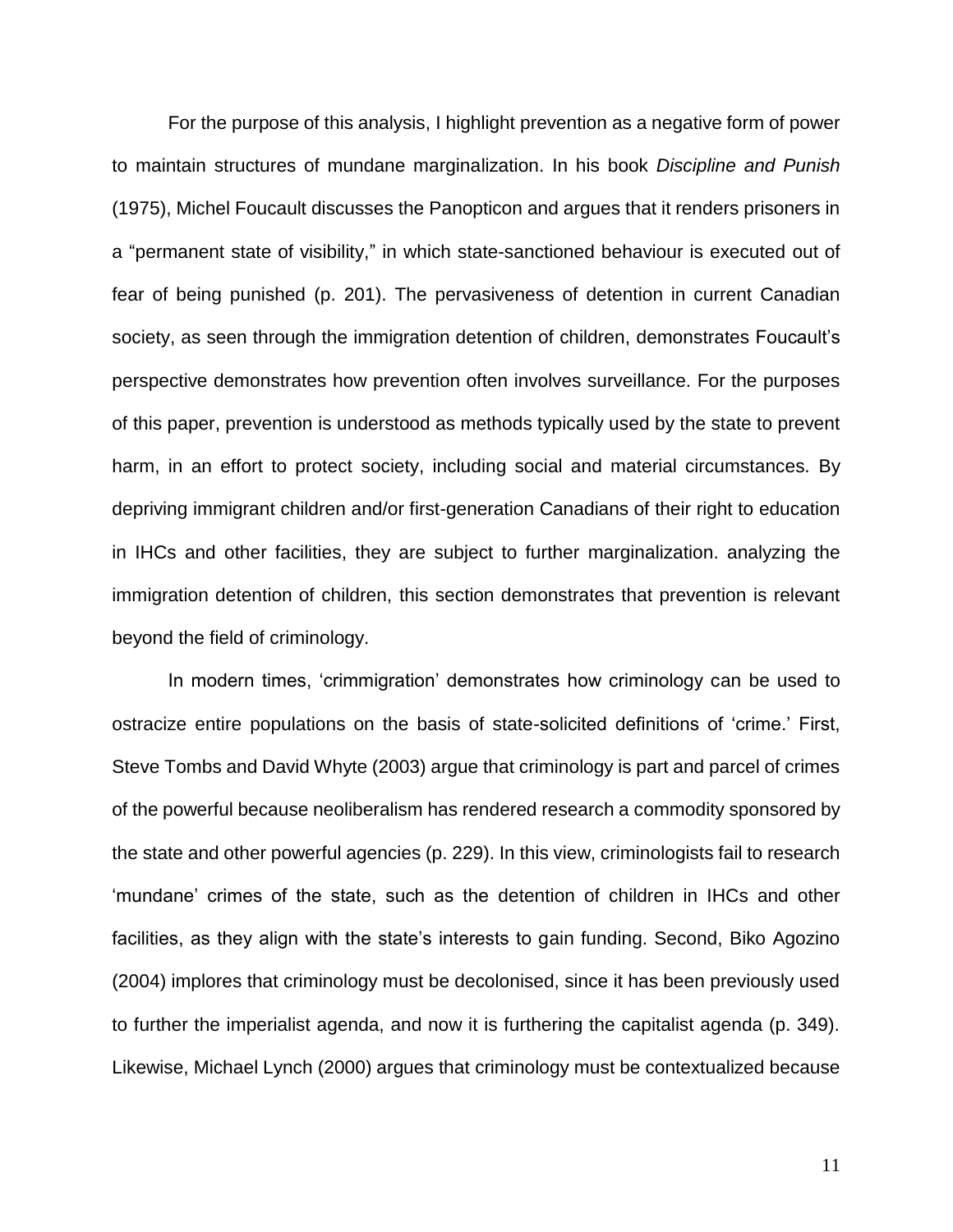For the purpose of this analysis, I highlight prevention as a negative form of power to maintain structures of mundane marginalization. In his book *Discipline and Punish* (1975), Michel Foucault discusses the Panopticon and argues that it renders prisoners in a "permanent state of visibility," in which state-sanctioned behaviour is executed out of fear of being punished (p. 201). The pervasiveness of detention in current Canadian society, as seen through the immigration detention of children, demonstrates Foucault's perspective demonstrates how prevention often involves surveillance. For the purposes of this paper, prevention is understood as methods typically used by the state to prevent harm, in an effort to protect society, including social and material circumstances. By depriving immigrant children and/or first-generation Canadians of their right to education in IHCs and other facilities, they are subject to further marginalization. analyzing the immigration detention of children, this section demonstrates that prevention is relevant beyond the field of criminology.

In modern times, 'crimmigration' demonstrates how criminology can be used to ostracize entire populations on the basis of state-solicited definitions of 'crime.' First, Steve Tombs and David Whyte (2003) argue that criminology is part and parcel of crimes of the powerful because neoliberalism has rendered research a commodity sponsored by the state and other powerful agencies (p. 229). In this view, criminologists fail to research 'mundane' crimes of the state, such as the detention of children in IHCs and other facilities, as they align with the state's interests to gain funding. Second, Biko Agozino (2004) implores that criminology must be decolonised, since it has been previously used to further the imperialist agenda, and now it is furthering the capitalist agenda (p. 349). Likewise, Michael Lynch (2000) argues that criminology must be contextualized because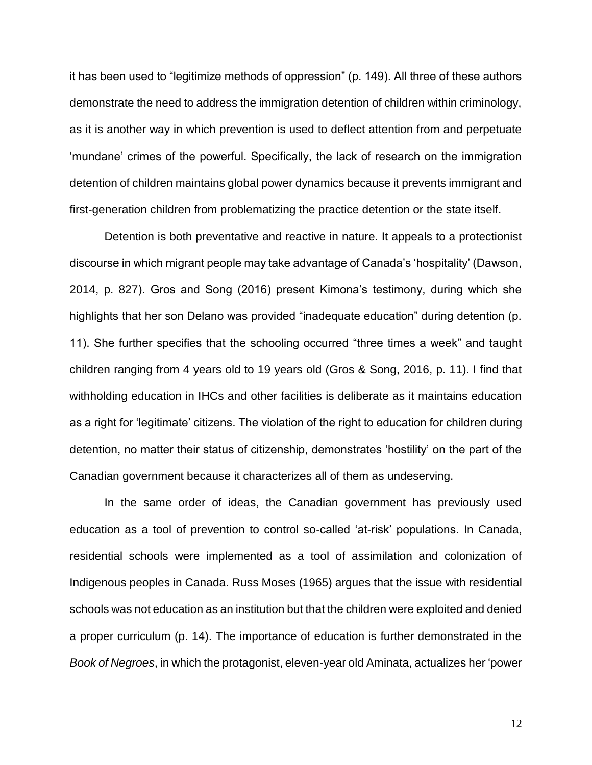it has been used to "legitimize methods of oppression" (p. 149). All three of these authors demonstrate the need to address the immigration detention of children within criminology, as it is another way in which prevention is used to deflect attention from and perpetuate 'mundane' crimes of the powerful. Specifically, the lack of research on the immigration detention of children maintains global power dynamics because it prevents immigrant and first-generation children from problematizing the practice detention or the state itself.

Detention is both preventative and reactive in nature. It appeals to a protectionist discourse in which migrant people may take advantage of Canada's 'hospitality' (Dawson, 2014, p. 827). Gros and Song (2016) present Kimona's testimony, during which she highlights that her son Delano was provided "inadequate education" during detention (p. 11). She further specifies that the schooling occurred "three times a week" and taught children ranging from 4 years old to 19 years old (Gros & Song, 2016, p. 11). I find that withholding education in IHCs and other facilities is deliberate as it maintains education as a right for 'legitimate' citizens. The violation of the right to education for children during detention, no matter their status of citizenship, demonstrates 'hostility' on the part of the Canadian government because it characterizes all of them as undeserving.

In the same order of ideas, the Canadian government has previously used education as a tool of prevention to control so-called 'at-risk' populations. In Canada, residential schools were implemented as a tool of assimilation and colonization of Indigenous peoples in Canada. Russ Moses (1965) argues that the issue with residential schools was not education as an institution but that the children were exploited and denied a proper curriculum (p. 14). The importance of education is further demonstrated in the *Book of Negroes*, in which the protagonist, eleven-year old Aminata, actualizes her 'power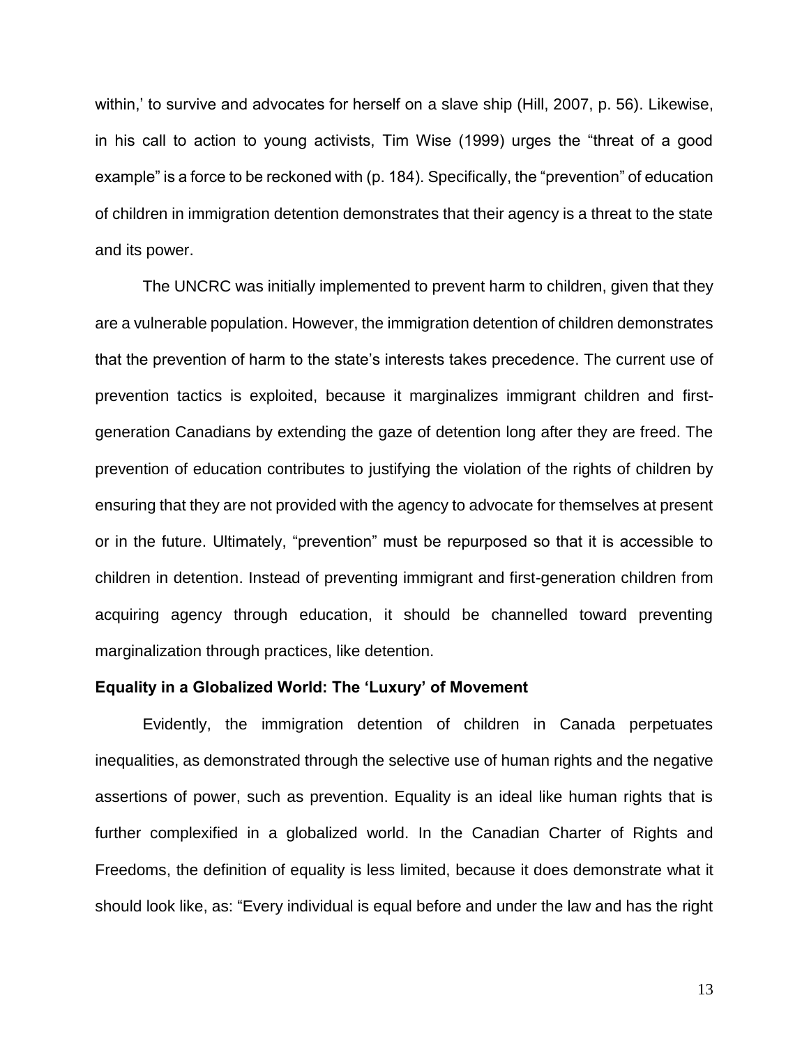within,' to survive and advocates for herself on a slave ship (Hill, 2007, p. 56). Likewise, in his call to action to young activists, Tim Wise (1999) urges the "threat of a good example" is a force to be reckoned with (p. 184). Specifically, the "prevention" of education of children in immigration detention demonstrates that their agency is a threat to the state and its power.

The UNCRC was initially implemented to prevent harm to children, given that they are a vulnerable population. However, the immigration detention of children demonstrates that the prevention of harm to the state's interests takes precedence. The current use of prevention tactics is exploited, because it marginalizes immigrant children and first-generation Canadians by extending the gaze of detention long after they are freed. The prevention of education contributes to justifying the violation of the rights of children by ensuring that they are not provided with the agency to advocate for themselves at present or in the future. Ultimately, "prevention" must be repurposed so that it is accessible to children in detention. Instead of preventing immigrant and first-generation children from acquiring agency through education, it should be channelled toward preventing marginalization through practices, like detention.

**Equality in a Globalized World: The 'Luxury' of Movement**

Evidently, the immigration detention of children in Canada perpetuates inequalities, as demonstrated through the selective use of human rights and the negative assertions of power, such as prevention. Equality is an ideal like human rights that is further complexified in a globalized world. In the Canadian Charter of Rights and Freedoms, the definition of equality is less limited, because it does demonstrate what it should look like, as: "Every individual is equal before and under the law and has the right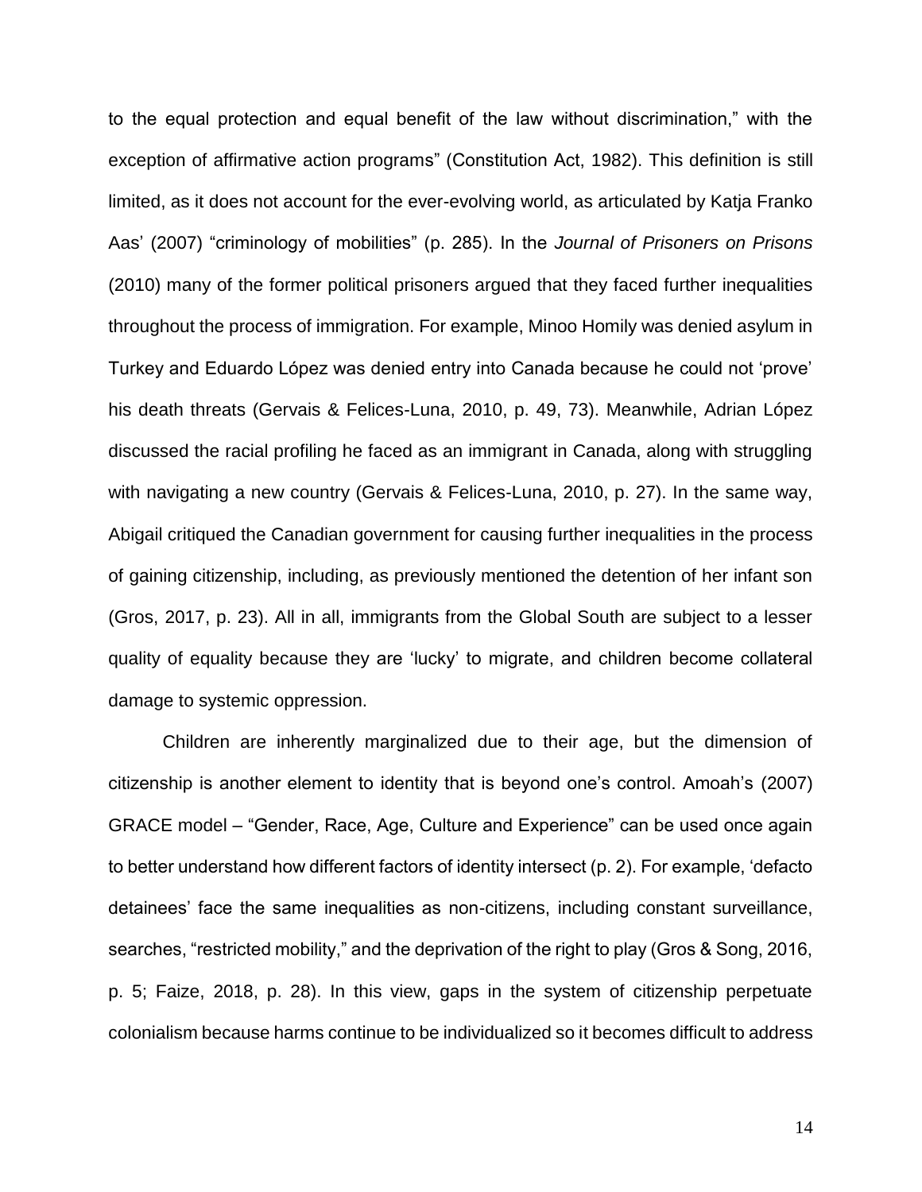to the equal protection and equal benefit of the law without discrimination," with the exception of affirmative action programs" (Constitution Act, 1982). This definition is still limited, as it does not account for the ever-evolving world, as articulated by Katja Franko Aas' (2007) "criminology of mobilities" (p. 285). In the *Journal of Prisoners on Prisons* (2010) many of the former political prisoners argued that they faced further inequalities throughout the process of immigration. For example, Minoo Homily was denied asylum in Turkey and Eduardo López was denied entry into Canada because he could not 'prove' his death threats (Gervais & Felices-Luna, 2010, p. 49, 73). Meanwhile, Adrian López discussed the racial profiling he faced as an immigrant in Canada, along with struggling with navigating a new country (Gervais & Felices-Luna, 2010, p. 27). In the same way, Abigail critiqued the Canadian government for causing further inequalities in the process of gaining citizenship, including, as previously mentioned the detention of her infant son (Gros, 2017, p. 23). All in all, immigrants from the Global South are subject to a lesser quality of equality because they are 'lucky' to migrate, and children become collateral damage to systemic oppression.

Children are inherently marginalized due to their age, but the dimension of citizenship is another element to identity that is beyond one's control. Amoah's (2007) GRACE model – "Gender, Race, Age, Culture and Experience" can be used once again to better understand how different factors of identity intersect (p. 2). For example, 'defacto detainees' face the same inequalities as non-citizens, including constant surveillance, searches, "restricted mobility," and the deprivation of the right to play (Gros & Song, 2016, p. 5; Faize, 2018, p. 28). In this view, gaps in the system of citizenship perpetuate colonialism because harms continue to be individualized so it becomes difficult to address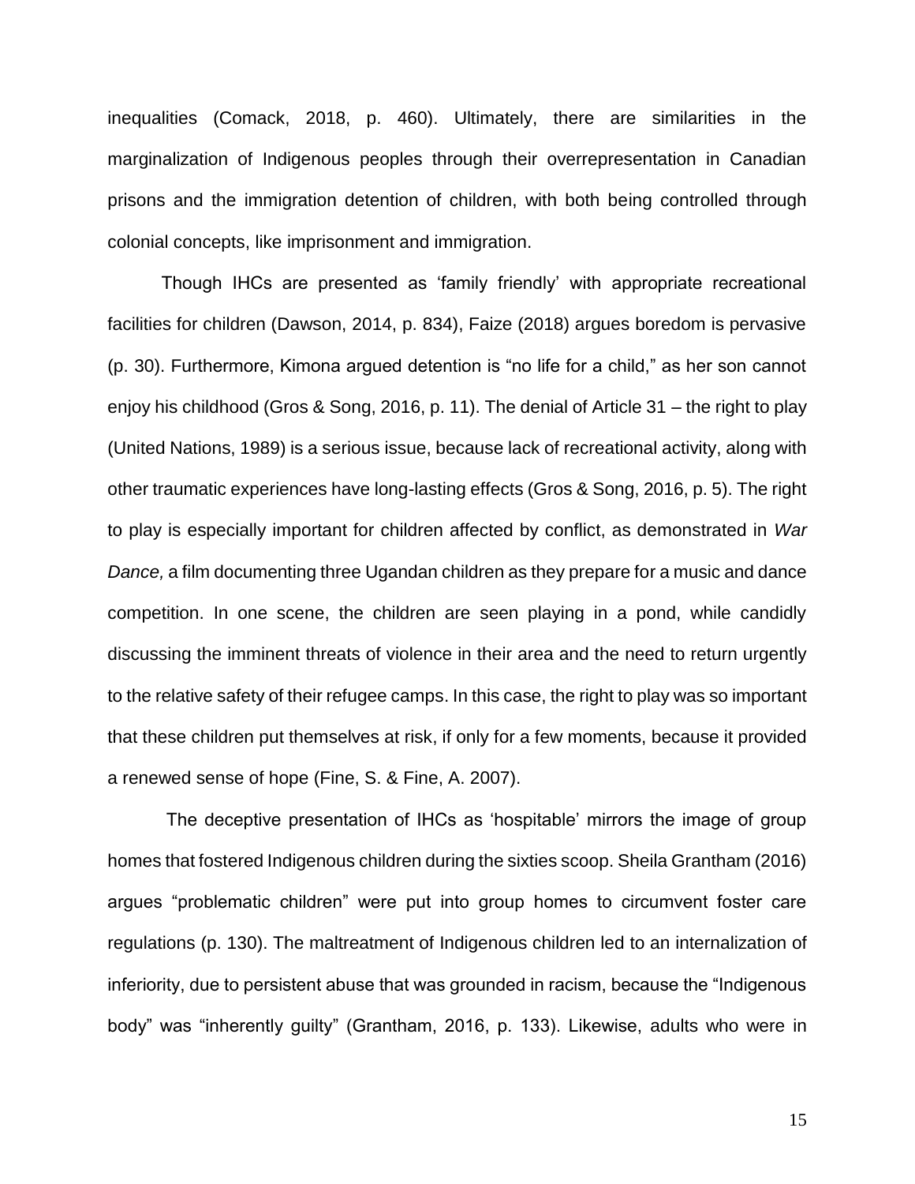inequalities (Comack, 2018, p. 460). Ultimately, there are similarities in the marginalization of Indigenous peoples through their overrepresentation in Canadian prisons and the immigration detention of children, with both being controlled through colonial concepts, like imprisonment and immigration.

Though IHCs are presented as 'family friendly' with appropriate recreational facilities for children (Dawson, 2014, p. 834), Faize (2018) argues boredom is pervasive (p. 30). Furthermore, Kimona argued detention is "no life for a child," as her son cannot enjoy his childhood (Gros & Song, 2016, p. 11). The denial of Article 31 – the right to play (United Nations, 1989) is a serious issue, because lack of recreational activity, along with other traumatic experiences have long-lasting effects (Gros & Song, 2016, p. 5). The right to play is especially important for children affected by conflict, as demonstrated in *War Dance,* a film documenting three Ugandan children as they prepare for a music and dance competition. In one scene, the children are seen playing in a pond, while candidly discussing the imminent threats of violence in their area and the need to return urgently to the relative safety of their refugee camps. In this case, the right to play was so important that these children put themselves at risk, if only for a few moments, because it provided a renewed sense of hope (Fine, S. & Fine, A. 2007).

The deceptive presentation of IHCs as 'hospitable' mirrors the image of group homes that fostered Indigenous children during the sixties scoop. Sheila Grantham (2016) argues "problematic children" were put into group homes to circumvent foster care regulations (p. 130). The maltreatment of Indigenous children led to an internalization of inferiority, due to persistent abuse that was grounded in racism, because the "Indigenous body" was "inherently guilty" (Grantham, 2016, p. 133). Likewise, adults who were in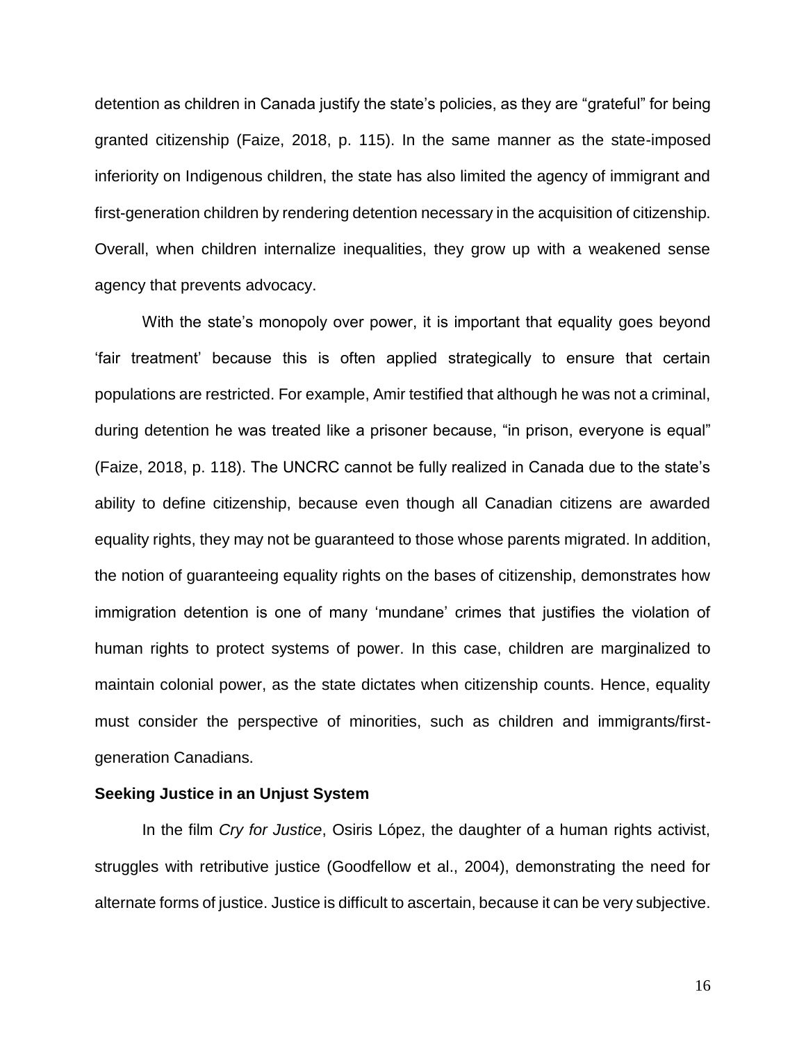detention as children in Canada justify the state's policies, as they are "grateful" for being granted citizenship (Faize, 2018, p. 115). In the same manner as the state-imposed inferiority on Indigenous children, the state has also limited the agency of immigrant and first-generation children by rendering detention necessary in the acquisition of citizenship. Overall, when children internalize inequalities, they grow up with a weakened sense agency that prevents advocacy.

With the state's monopoly over power, it is important that equality goes beyond 'fair treatment' because this is often applied strategically to ensure that certain populations are restricted. For example, Amir testified that although he was not a criminal, during detention he was treated like a prisoner because, "in prison, everyone is equal" (Faize, 2018, p. 118). The UNCRC cannot be fully realized in Canada due to the state's ability to define citizenship, because even though all Canadian citizens are awarded equality rights, they may not be guaranteed to those whose parents migrated. In addition, the notion of guaranteeing equality rights on the bases of citizenship, demonstrates how immigration detention is one of many 'mundane' crimes that justifies the violation of human rights to protect systems of power. In this case, children are marginalized to maintain colonial power, as the state dictates when citizenship counts. Hence, equality must consider the perspective of minorities, such as children and immigrants/first-generation Canadians.

**Seeking Justice in an Unjust System**

In the film *Cry for Justice*, Osiris López, the daughter of a human rights activist, struggles with retributive justice (Goodfellow et al., 2004), demonstrating the need for alternate forms of justice. Justice is difficult to ascertain, because it can be very subjective.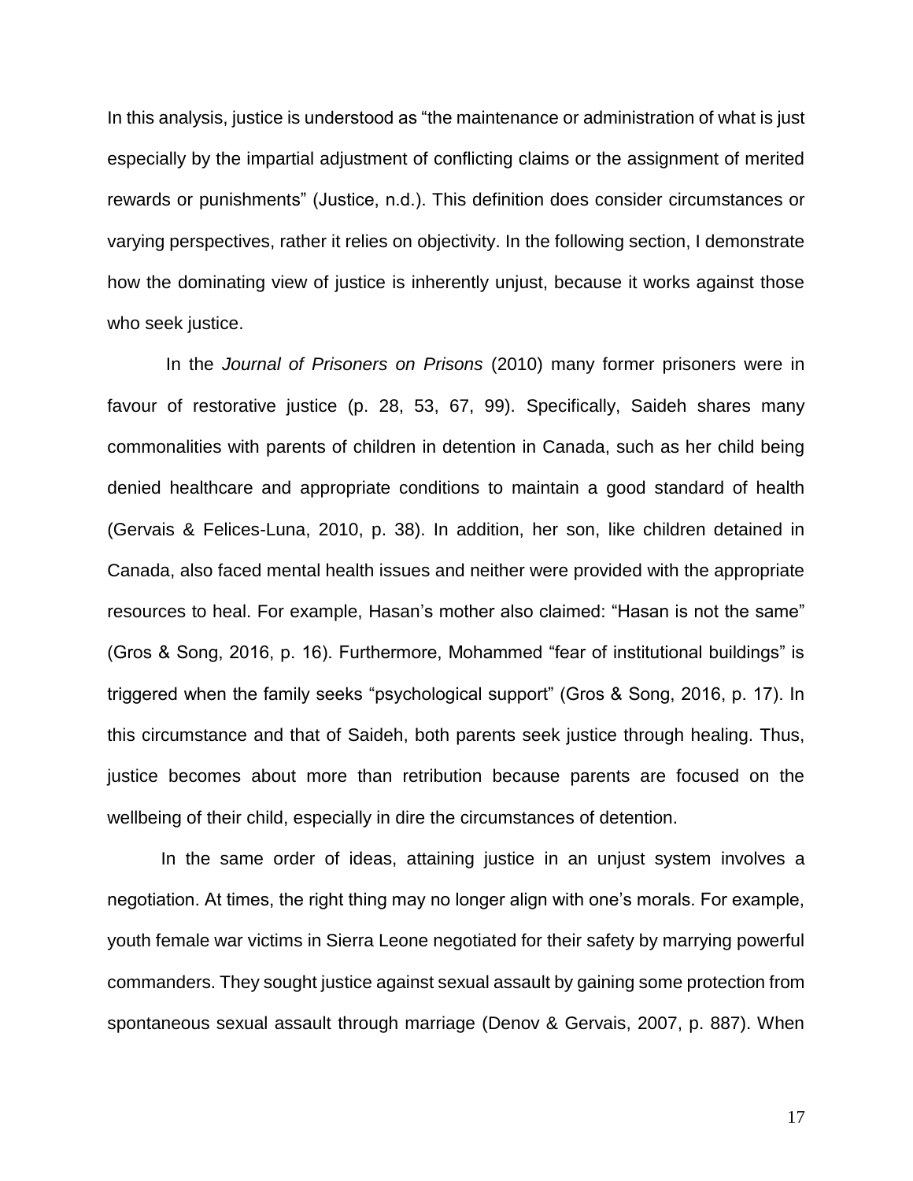In this analysis, justice is understood as “the maintenance or administration of what is just especially by the impartial adjustment of conflicting claims or the assignment of merited rewards or punishments” (Justice, n.d.). This definition does consider circumstances or varying perspectives, rather it relies on objectivity. In the following section, I demonstrate how the dominating view of justice is inherently unjust, because it works against those who seek justice.

In the *Journal of Prisoners on Prisons* (2010) many former prisoners were in favour of restorative justice (p. 28, 53, 67, 99). Specifically, Saideh shares many commonalities with parents of children in detention in Canada, such as her child being denied healthcare and appropriate conditions to maintain a good standard of health (Gervais & Felices-Luna, 2010, p. 38). In addition, her son, like children detained in Canada, also faced mental health issues and neither were provided with the appropriate resources to heal. For example, Hasan’s mother also claimed: “Hasan is not the same” (Gros & Song, 2016, p. 16). Furthermore, Mohammed “fear of institutional buildings” is triggered when the family seeks “psychological support” (Gros & Song, 2016, p. 17). In this circumstance and that of Saideh, both parents seek justice through healing. Thus, justice becomes about more than retribution because parents are focused on the wellbeing of their child, especially in dire the circumstances of detention.

In the same order of ideas, attaining justice in an unjust system involves a negotiation. At times, the right thing may no longer align with one’s morals. For example, youth female war victims in Sierra Leone negotiated for their safety by marrying powerful commanders. They sought justice against sexual assault by gaining some protection from spontaneous sexual assault through marriage (Denov & Gervais, 2007, p. 887). When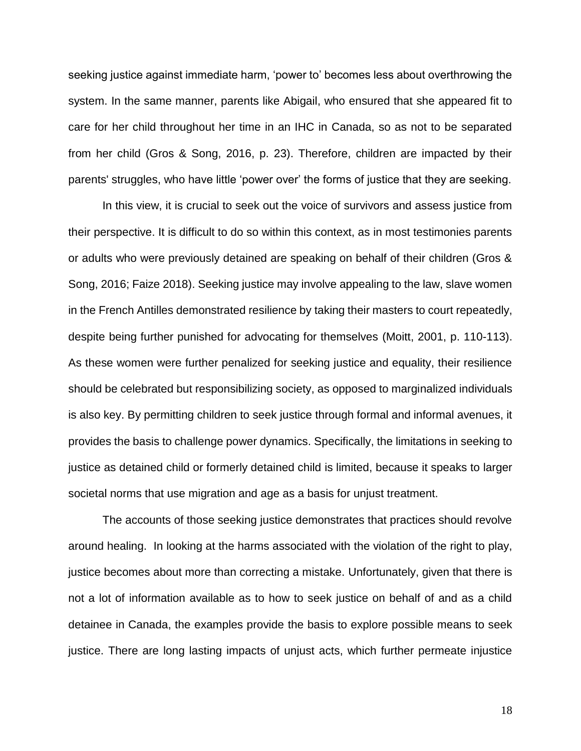seeking justice against immediate harm, 'power to' becomes less about overthrowing the system. In the same manner, parents like Abigail, who ensured that she appeared fit to care for her child throughout her time in an IHC in Canada, so as not to be separated from her child (Gros & Song, 2016, p. 23). Therefore, children are impacted by their parents' struggles, who have little 'power over' the forms of justice that they are seeking.

In this view, it is crucial to seek out the voice of survivors and assess justice from their perspective. It is difficult to do so within this context, as in most testimonies parents or adults who were previously detained are speaking on behalf of their children (Gros & Song, 2016; Faize 2018). Seeking justice may involve appealing to the law, slave women in the French Antilles demonstrated resilience by taking their masters to court repeatedly, despite being further punished for advocating for themselves (Moitt, 2001, p. 110-113). As these women were further penalized for seeking justice and equality, their resilience should be celebrated but responsibilizing society, as opposed to marginalized individuals is also key. By permitting children to seek justice through formal and informal avenues, it provides the basis to challenge power dynamics. Specifically, the limitations in seeking to justice as detained child or formerly detained child is limited, because it speaks to larger societal norms that use migration and age as a basis for unjust treatment.

The accounts of those seeking justice demonstrates that practices should revolve around healing. In looking at the harms associated with the violation of the right to play, justice becomes about more than correcting a mistake. Unfortunately, given that there is not a lot of information available as to how to seek justice on behalf of and as a child detainee in Canada, the examples provide the basis to explore possible means to seek justice. There are long lasting impacts of unjust acts, which further permeate injustice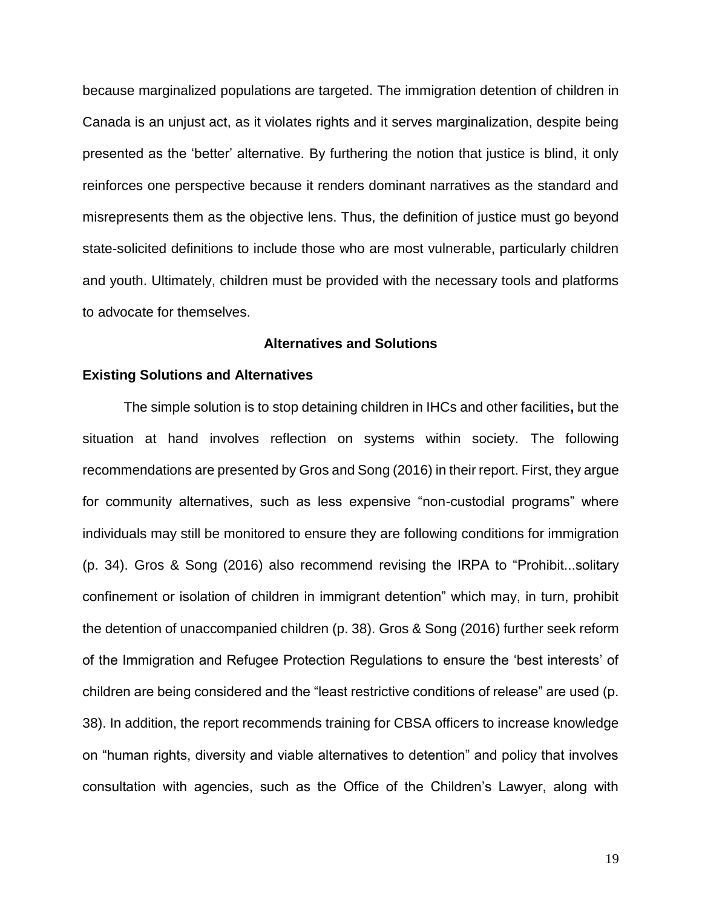because marginalized populations are targeted. The immigration detention of children in Canada is an unjust act, as it violates rights and it serves marginalization, despite being presented as the 'better' alternative. By furthering the notion that justice is blind, it only reinforces one perspective because it renders dominant narratives as the standard and misrepresents them as the objective lens. Thus, the definition of justice must go beyond state-solicited definitions to include those who are most vulnerable, particularly children and youth. Ultimately, children must be provided with the necessary tools and platforms to advocate for themselves.

## Alternatives and Solutions

### Existing Solutions and Alternatives

The simple solution is to stop detaining children in IHCs and other facilities**,** but the situation at hand involves reflection on systems within society. The following recommendations are presented by Gros and Song (2016) in their report. First, they argue for community alternatives, such as less expensive "non-custodial programs" where individuals may still be monitored to ensure they are following conditions for immigration (p. 34). Gros & Song (2016) also recommend revising the IRPA to "Prohibit...solitary confinement or isolation of children in immigrant detention" which may, in turn, prohibit the detention of unaccompanied children (p. 38). Gros & Song (2016) further seek reform of the Immigration and Refugee Protection Regulations to ensure the 'best interests' of children are being considered and the "least restrictive conditions of release" are used (p. 38). In addition, the report recommends training for CBSA officers to increase knowledge on "human rights, diversity and viable alternatives to detention" and policy that involves consultation with agencies, such as the Office of the Children's Lawyer, along with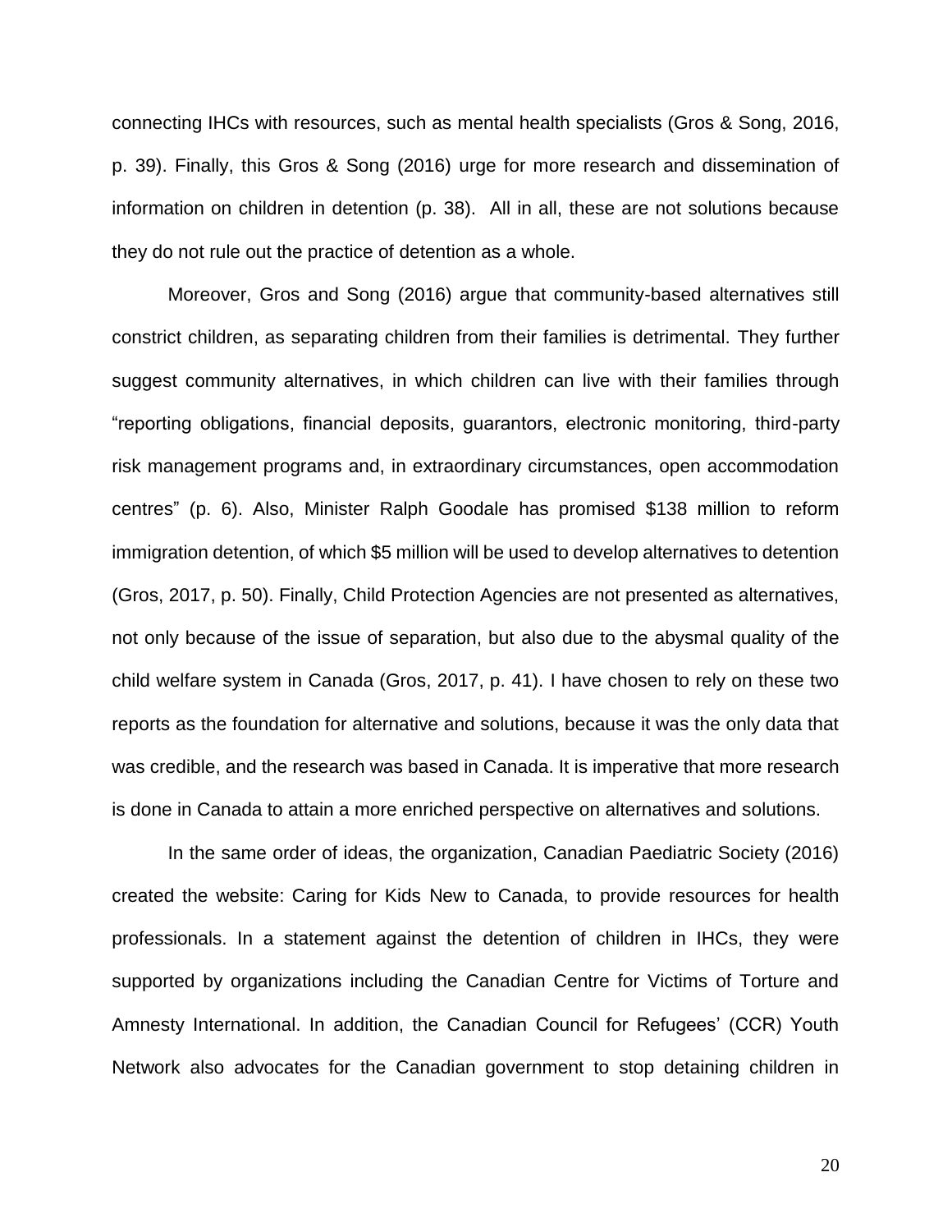connecting IHCs with resources, such as mental health specialists (Gros & Song, 2016, p. 39). Finally, this Gros & Song (2016) urge for more research and dissemination of information on children in detention (p. 38).  All in all, these are not solutions because they do not rule out the practice of detention as a whole.

Moreover, Gros and Song (2016) argue that community-based alternatives still constrict children, as separating children from their families is detrimental. They further suggest community alternatives, in which children can live with their families through "reporting obligations, financial deposits, guarantors, electronic monitoring, third-party risk management programs and, in extraordinary circumstances, open accommodation centres" (p. 6). Also, Minister Ralph Goodale has promised $138 million to reform immigration detention, of which $5 million will be used to develop alternatives to detention (Gros, 2017, p. 50). Finally, Child Protection Agencies are not presented as alternatives, not only because of the issue of separation, but also due to the abysmal quality of the child welfare system in Canada (Gros, 2017, p. 41). I have chosen to rely on these two reports as the foundation for alternative and solutions, because it was the only data that was credible, and the research was based in Canada. It is imperative that more research is done in Canada to attain a more enriched perspective on alternatives and solutions.

In the same order of ideas, the organization, Canadian Paediatric Society (2016) created the website: Caring for Kids New to Canada, to provide resources for health professionals. In a statement against the detention of children in IHCs, they were supported by organizations including the Canadian Centre for Victims of Torture and Amnesty International. In addition, the Canadian Council for Refugees' (CCR) Youth Network also advocates for the Canadian government to stop detaining children in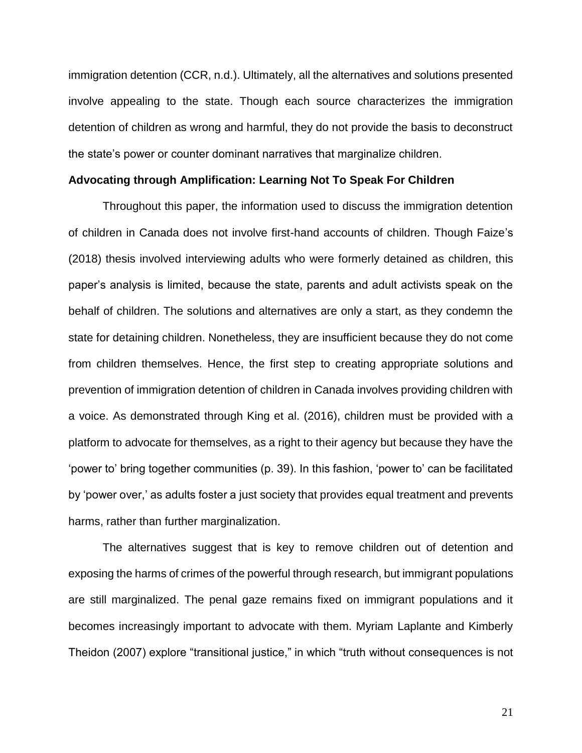immigration detention (CCR, n.d.). Ultimately, all the alternatives and solutions presented involve appealing to the state. Though each source characterizes the immigration detention of children as wrong and harmful, they do not provide the basis to deconstruct the state's power or counter dominant narratives that marginalize children.

**Advocating through Amplification: Learning Not To Speak For Children**

Throughout this paper, the information used to discuss the immigration detention of children in Canada does not involve first-hand accounts of children. Though Faize's (2018) thesis involved interviewing adults who were formerly detained as children, this paper's analysis is limited, because the state, parents and adult activists speak on the behalf of children. The solutions and alternatives are only a start, as they condemn the state for detaining children. Nonetheless, they are insufficient because they do not come from children themselves. Hence, the first step to creating appropriate solutions and prevention of immigration detention of children in Canada involves providing children with a voice. As demonstrated through King et al. (2016), children must be provided with a platform to advocate for themselves, as a right to their agency but because they have the 'power to' bring together communities (p. 39). In this fashion, 'power to' can be facilitated by 'power over,' as adults foster a just society that provides equal treatment and prevents harms, rather than further marginalization.

The alternatives suggest that is key to remove children out of detention and exposing the harms of crimes of the powerful through research, but immigrant populations are still marginalized. The penal gaze remains fixed on immigrant populations and it becomes increasingly important to advocate with them. Myriam Laplante and Kimberly Theidon (2007) explore "transitional justice," in which "truth without consequences is not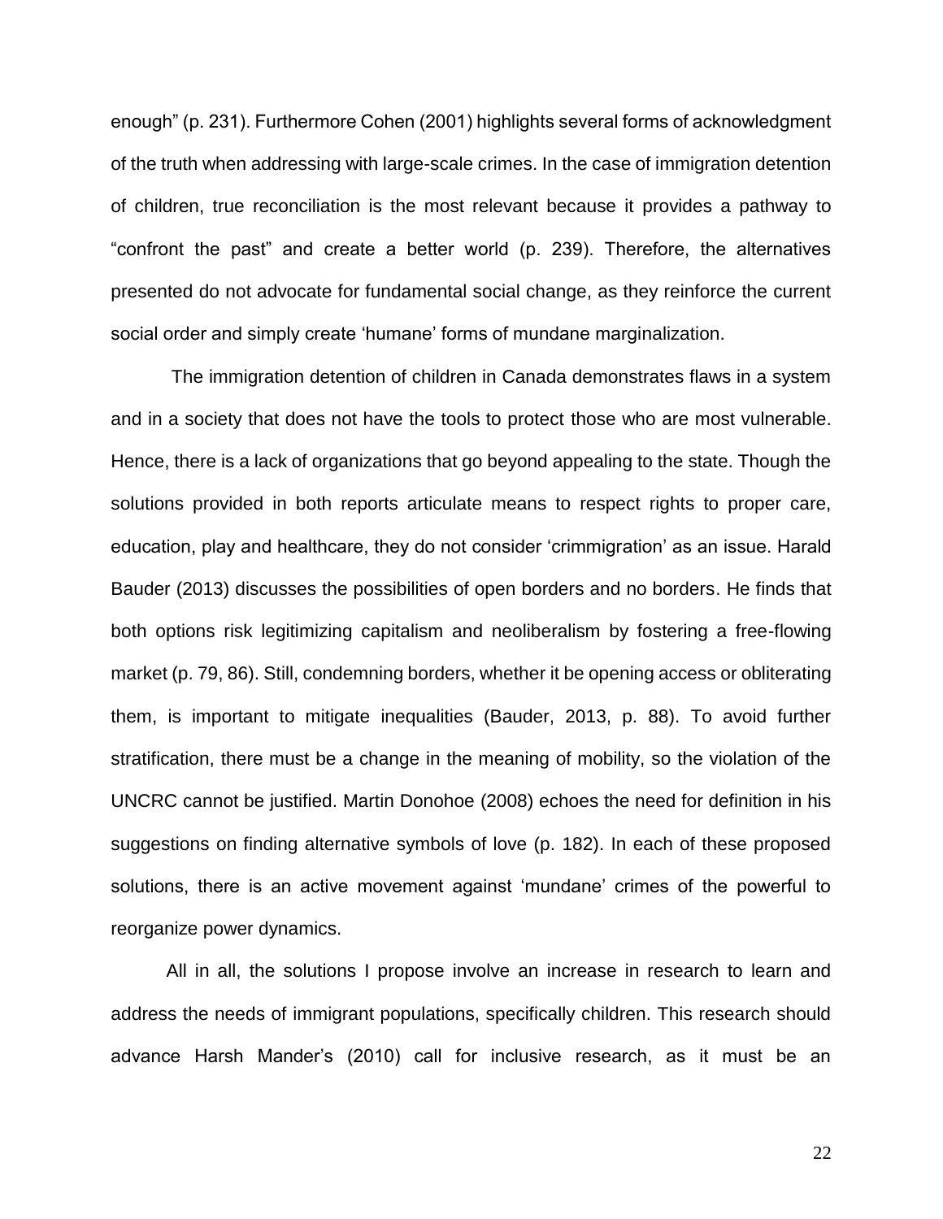enough" (p. 231). Furthermore Cohen (2001) highlights several forms of acknowledgment of the truth when addressing with large-scale crimes. In the case of immigration detention of children, true reconciliation is the most relevant because it provides a pathway to "confront the past" and create a better world (p. 239). Therefore, the alternatives presented do not advocate for fundamental social change, as they reinforce the current social order and simply create 'humane' forms of mundane marginalization.

The immigration detention of children in Canada demonstrates flaws in a system and in a society that does not have the tools to protect those who are most vulnerable. Hence, there is a lack of organizations that go beyond appealing to the state. Though the solutions provided in both reports articulate means to respect rights to proper care, education, play and healthcare, they do not consider 'crimmigration' as an issue. Harald Bauder (2013) discusses the possibilities of open borders and no borders. He finds that both options risk legitimizing capitalism and neoliberalism by fostering a free-flowing market (p. 79, 86). Still, condemning borders, whether it be opening access or obliterating them, is important to mitigate inequalities (Bauder, 2013, p. 88). To avoid further stratification, there must be a change in the meaning of mobility, so the violation of the UNCRC cannot be justified. Martin Donohoe (2008) echoes the need for definition in his suggestions on finding alternative symbols of love (p. 182). In each of these proposed solutions, there is an active movement against 'mundane' crimes of the powerful to reorganize power dynamics.

All in all, the solutions I propose involve an increase in research to learn and address the needs of immigrant populations, specifically children. This research should advance Harsh Mander's (2010) call for inclusive research, as it must be an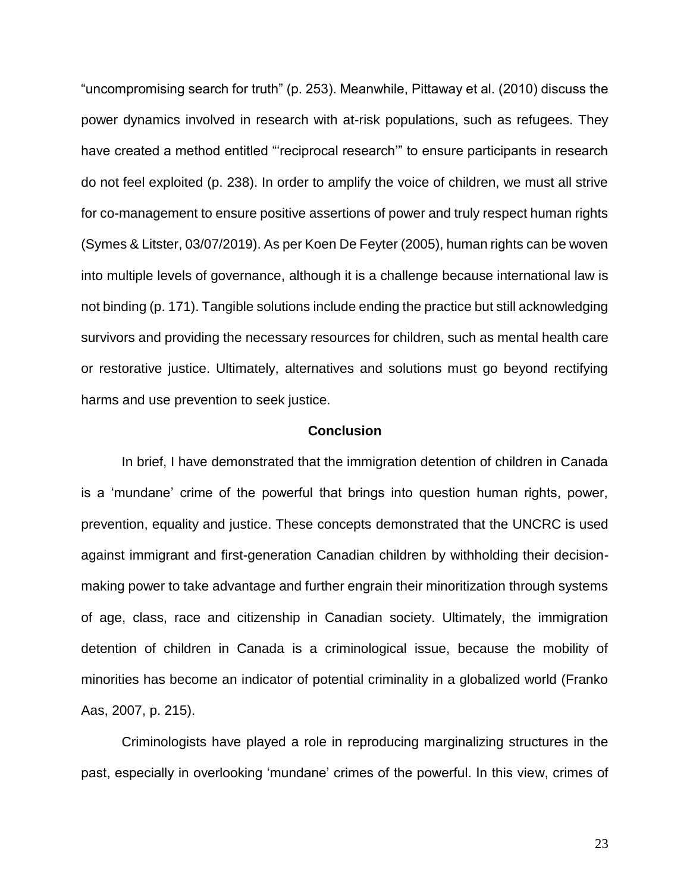"uncompromising search for truth" (p. 253). Meanwhile, Pittaway et al. (2010) discuss the power dynamics involved in research with at-risk populations, such as refugees. They have created a method entitled "'reciprocal research'" to ensure participants in research do not feel exploited (p. 238). In order to amplify the voice of children, we must all strive for co-management to ensure positive assertions of power and truly respect human rights (Symes & Litster, 03/07/2019). As per Koen De Feyter (2005), human rights can be woven into multiple levels of governance, although it is a challenge because international law is not binding (p. 171). Tangible solutions include ending the practice but still acknowledging survivors and providing the necessary resources for children, such as mental health care or restorative justice. Ultimately, alternatives and solutions must go beyond rectifying harms and use prevention to seek justice.

## Conclusion

In brief, I have demonstrated that the immigration detention of children in Canada is a 'mundane' crime of the powerful that brings into question human rights, power, prevention, equality and justice. These concepts demonstrated that the UNCRC is used against immigrant and first-generation Canadian children by withholding their decision-making power to take advantage and further engrain their minoritization through systems of age, class, race and citizenship in Canadian society. Ultimately, the immigration detention of children in Canada is a criminological issue, because the mobility of minorities has become an indicator of potential criminality in a globalized world (Franko Aas, 2007, p. 215).

Criminologists have played a role in reproducing marginalizing structures in the past, especially in overlooking 'mundane' crimes of the powerful. In this view, crimes of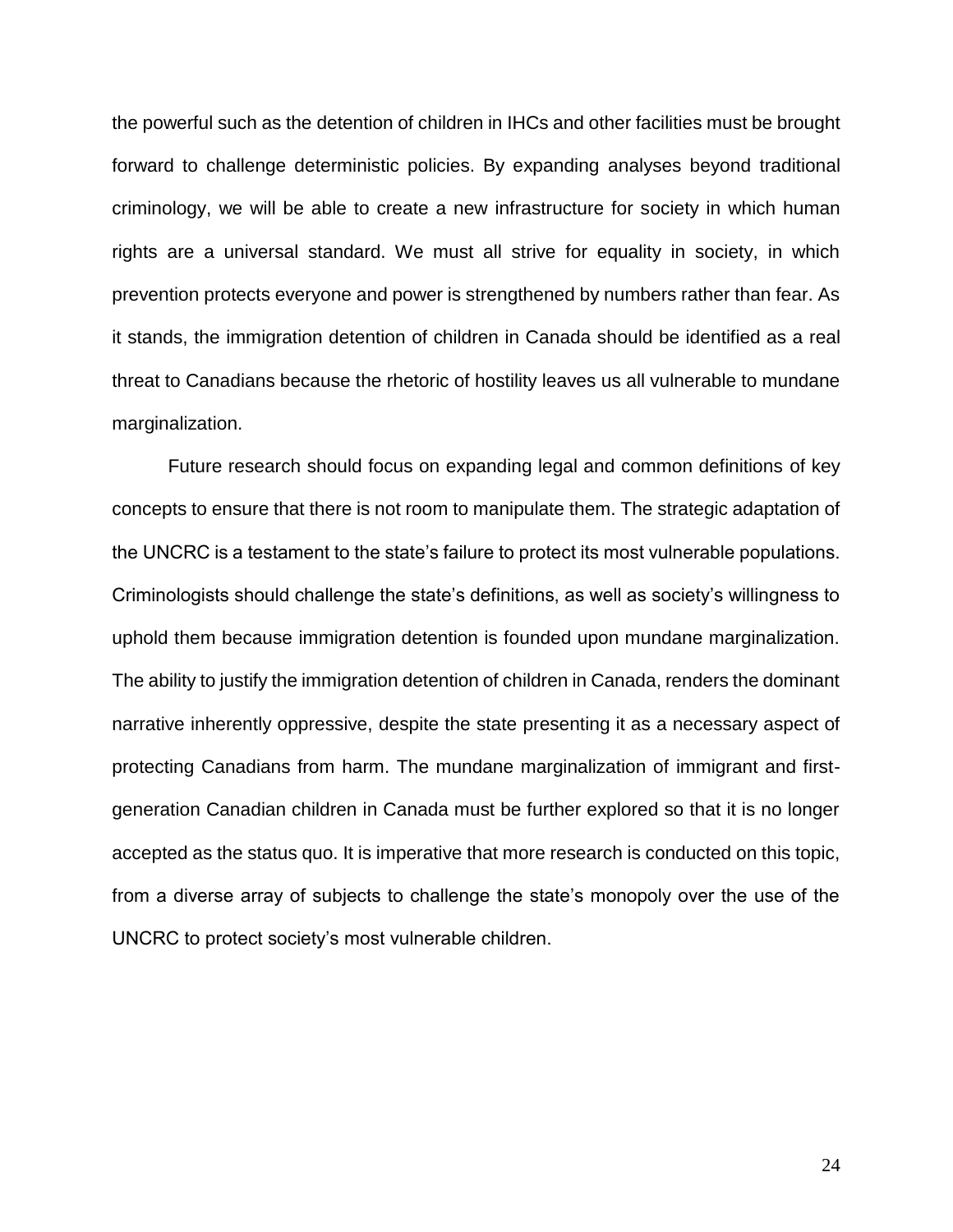the powerful such as the detention of children in IHCs and other facilities must be brought forward to challenge deterministic policies. By expanding analyses beyond traditional criminology, we will be able to create a new infrastructure for society in which human rights are a universal standard. We must all strive for equality in society, in which prevention protects everyone and power is strengthened by numbers rather than fear. As it stands, the immigration detention of children in Canada should be identified as a real threat to Canadians because the rhetoric of hostility leaves us all vulnerable to mundane marginalization.

Future research should focus on expanding legal and common definitions of key concepts to ensure that there is not room to manipulate them. The strategic adaptation of the UNCRC is a testament to the state's failure to protect its most vulnerable populations. Criminologists should challenge the state's definitions, as well as society's willingness to uphold them because immigration detention is founded upon mundane marginalization. The ability to justify the immigration detention of children in Canada, renders the dominant narrative inherently oppressive, despite the state presenting it as a necessary aspect of protecting Canadians from harm. The mundane marginalization of immigrant and first-generation Canadian children in Canada must be further explored so that it is no longer accepted as the status quo. It is imperative that more research is conducted on this topic, from a diverse array of subjects to challenge the state's monopoly over the use of the UNCRC to protect society's most vulnerable children.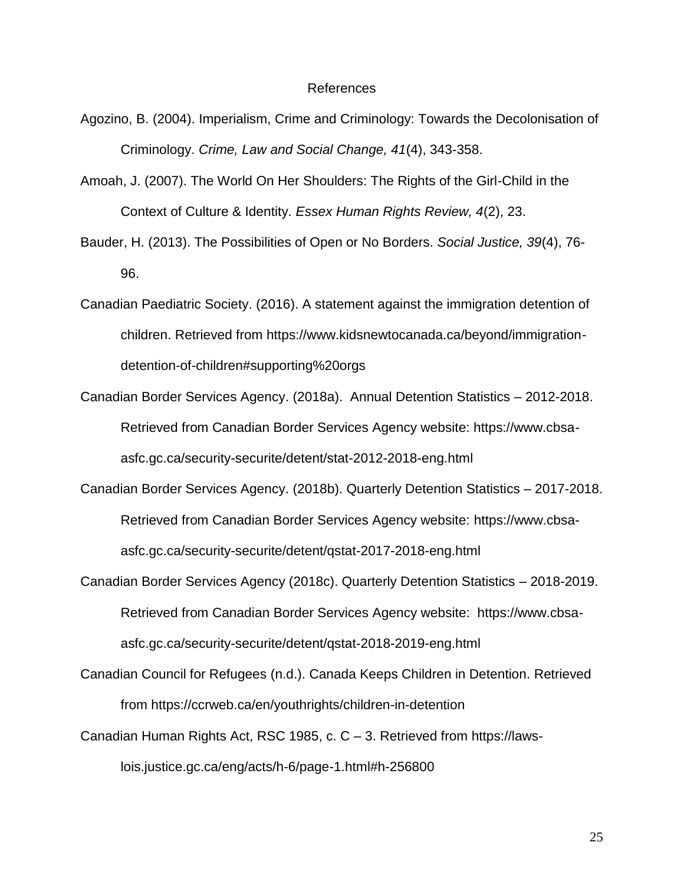# References

Agozino, B. (2004). Imperialism, Crime and Criminology: Towards the Decolonisation of Criminology. *Crime, Law and Social Change, 41*(4), 343-358.

Amoah, J. (2007). The World On Her Shoulders: The Rights of the Girl-Child in the Context of Culture & Identity. *Essex Human Rights Review, 4*(2), 23.

Bauder, H. (2013). The Possibilities of Open or No Borders. *Social Justice, 39*(4), 76-96.

Canadian Paediatric Society. (2016). A statement against the immigration detention of children. Retrieved from https://www.kidsnewtocanada.ca/beyond/immigration-detention-of-children#supporting%20orgs

Canadian Border Services Agency. (2018a). Annual Detention Statistics – 2012-2018. Retrieved from Canadian Border Services Agency website: https://www.cbsa-asfc.gc.ca/security-securite/detent/stat-2012-2018-eng.html

Canadian Border Services Agency. (2018b). Quarterly Detention Statistics – 2017-2018. Retrieved from Canadian Border Services Agency website: https://www.cbsa-asfc.gc.ca/security-securite/detent/qstat-2017-2018-eng.html

Canadian Border Services Agency (2018c). Quarterly Detention Statistics – 2018-2019. Retrieved from Canadian Border Services Agency website: https://www.cbsa-asfc.gc.ca/security-securite/detent/qstat-2018-2019-eng.html

Canadian Council for Refugees (n.d.). Canada Keeps Children in Detention. Retrieved from https://ccrweb.ca/en/youthrights/children-in-detention

Canadian Human Rights Act, RSC 1985, c. C – 3. Retrieved from https://laws-lois.justice.gc.ca/eng/acts/h-6/page-1.html#h-256800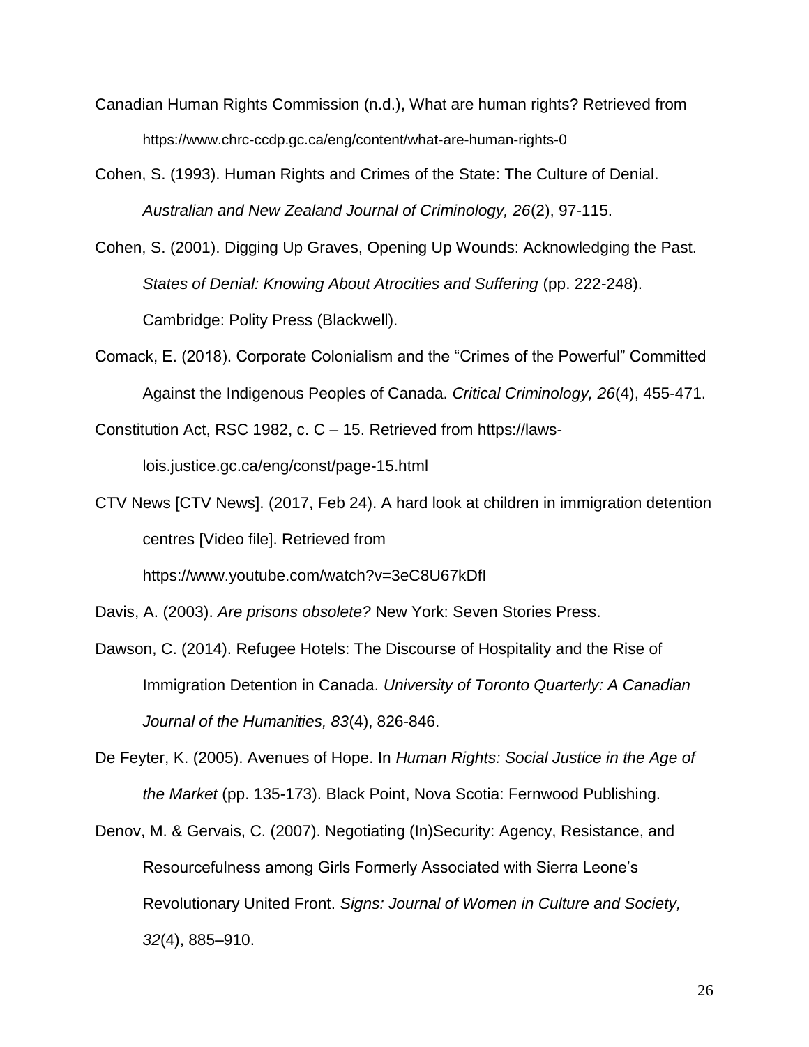Canadian Human Rights Commission (n.d.), What are human rights? Retrieved from https://www.chrc-ccdp.gc.ca/eng/content/what-are-human-rights-0

Cohen, S. (1993). Human Rights and Crimes of the State: The Culture of Denial. *Australian and New Zealand Journal of Criminology, 26*(2), 97-115.

Cohen, S. (2001). Digging Up Graves, Opening Up Wounds: Acknowledging the Past. *States of Denial: Knowing About Atrocities and Suffering* (pp. 222-248). Cambridge: Polity Press (Blackwell).

Comack, E. (2018). Corporate Colonialism and the "Crimes of the Powerful" Committed Against the Indigenous Peoples of Canada. *Critical Criminology, 26*(4), 455-471.

Constitution Act, RSC 1982, c. C – 15. Retrieved from https://laws-lois.justice.gc.ca/eng/const/page-15.html

CTV News [CTV News]. (2017, Feb 24). A hard look at children in immigration detention centres [Video file]. Retrieved from https://www.youtube.com/watch?v=3eC8U67kDfI

Davis, A. (2003). *Are prisons obsolete?* New York: Seven Stories Press.

Dawson, C. (2014). Refugee Hotels: The Discourse of Hospitality and the Rise of Immigration Detention in Canada. *University of Toronto Quarterly: A Canadian Journal of the Humanities, 83*(4), 826-846.

De Feyter, K. (2005). Avenues of Hope. In *Human Rights: Social Justice in the Age of the Market* (pp. 135-173). Black Point, Nova Scotia: Fernwood Publishing.

Denov, M. & Gervais, C. (2007). Negotiating (In)Security: Agency, Resistance, and Resourcefulness among Girls Formerly Associated with Sierra Leone's Revolutionary United Front. *Signs: Journal of Women in Culture and Society, 32*(4), 885–910.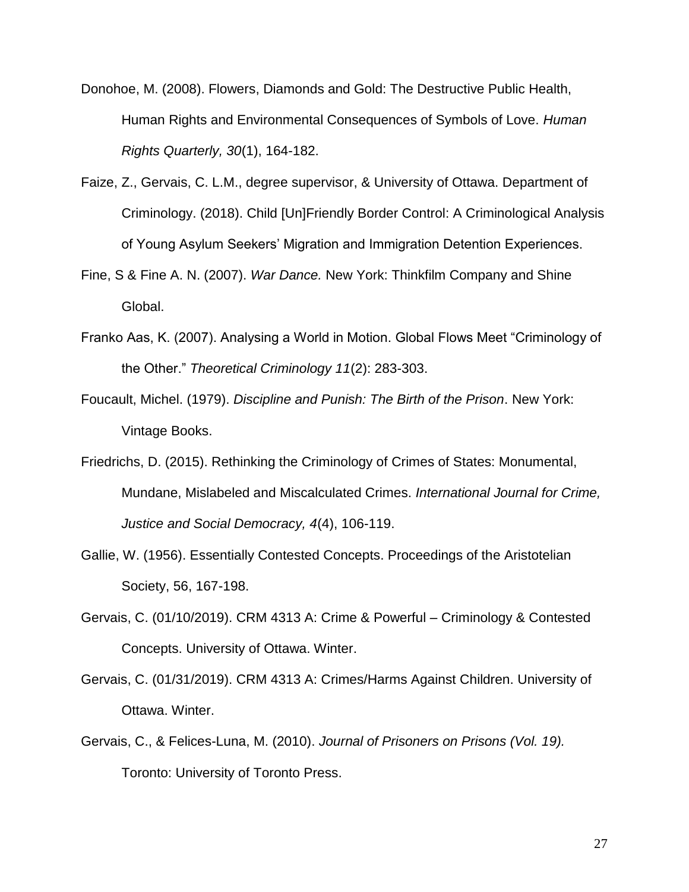Donohoe, M. (2008). Flowers, Diamonds and Gold: The Destructive Public Health, Human Rights and Environmental Consequences of Symbols of Love. *Human Rights Quarterly, 30*(1), 164-182.

Faize, Z., Gervais, C. L.M., degree supervisor, & University of Ottawa. Department of Criminology. (2018). Child [Un]Friendly Border Control: A Criminological Analysis of Young Asylum Seekers' Migration and Immigration Detention Experiences.

Fine, S & Fine A. N. (2007). *War Dance.* New York: Thinkfilm Company and Shine Global.

Franko Aas, K. (2007). Analysing a World in Motion. Global Flows Meet "Criminology of the Other." *Theoretical Criminology 11*(2): 283-303.

Foucault, Michel. (1979). *Discipline and Punish: The Birth of the Prison*. New York: Vintage Books.

Friedrichs, D. (2015). Rethinking the Criminology of Crimes of States: Monumental, Mundane, Mislabeled and Miscalculated Crimes. *International Journal for Crime, Justice and Social Democracy, 4*(4), 106-119.

Gallie, W. (1956). Essentially Contested Concepts. Proceedings of the Aristotelian Society, 56, 167-198.

Gervais, C. (01/10/2019). CRM 4313 A: Crime & Powerful – Criminology & Contested Concepts. University of Ottawa. Winter.

Gervais, C. (01/31/2019). CRM 4313 A: Crimes/Harms Against Children. University of Ottawa. Winter.

Gervais, C., & Felices-Luna, M. (2010). *Journal of Prisoners on Prisons (Vol. 19).* Toronto: University of Toronto Press.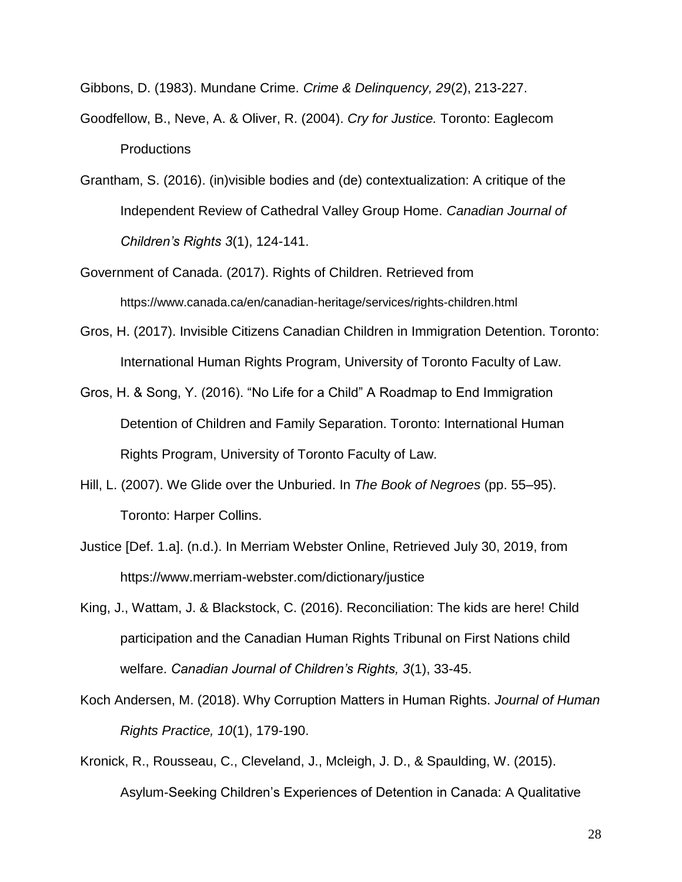Gibbons, D. (1983). Mundane Crime. *Crime & Delinquency, 29*(2), 213-227.

Goodfellow, B., Neve, A. & Oliver, R. (2004). *Cry for Justice.* Toronto: Eaglecom Productions

Grantham, S. (2016). (in)visible bodies and (de) contextualization: A critique of the Independent Review of Cathedral Valley Group Home. *Canadian Journal of Children's Rights 3*(1), 124-141.

Government of Canada. (2017). Rights of Children. Retrieved from https://www.canada.ca/en/canadian-heritage/services/rights-children.html

Gros, H. (2017). Invisible Citizens Canadian Children in Immigration Detention. Toronto: International Human Rights Program, University of Toronto Faculty of Law.

Gros, H. & Song, Y. (2016). "No Life for a Child" A Roadmap to End Immigration Detention of Children and Family Separation. Toronto: International Human Rights Program, University of Toronto Faculty of Law.

Hill, L. (2007). We Glide over the Unburied. In *The Book of Negroes* (pp. 55–95). Toronto: Harper Collins.

Justice [Def. 1.a]. (n.d.). In Merriam Webster Online, Retrieved July 30, 2019, from https://www.merriam-webster.com/dictionary/justice

King, J., Wattam, J. & Blackstock, C. (2016). Reconciliation: The kids are here! Child participation and the Canadian Human Rights Tribunal on First Nations child welfare. *Canadian Journal of Children's Rights, 3*(1), 33-45.

Koch Andersen, M. (2018). Why Corruption Matters in Human Rights. *Journal of Human Rights Practice, 10*(1), 179-190.

Kronick, R., Rousseau, C., Cleveland, J., Mcleigh, J. D., & Spaulding, W. (2015). Asylum-Seeking Children's Experiences of Detention in Canada: A Qualitative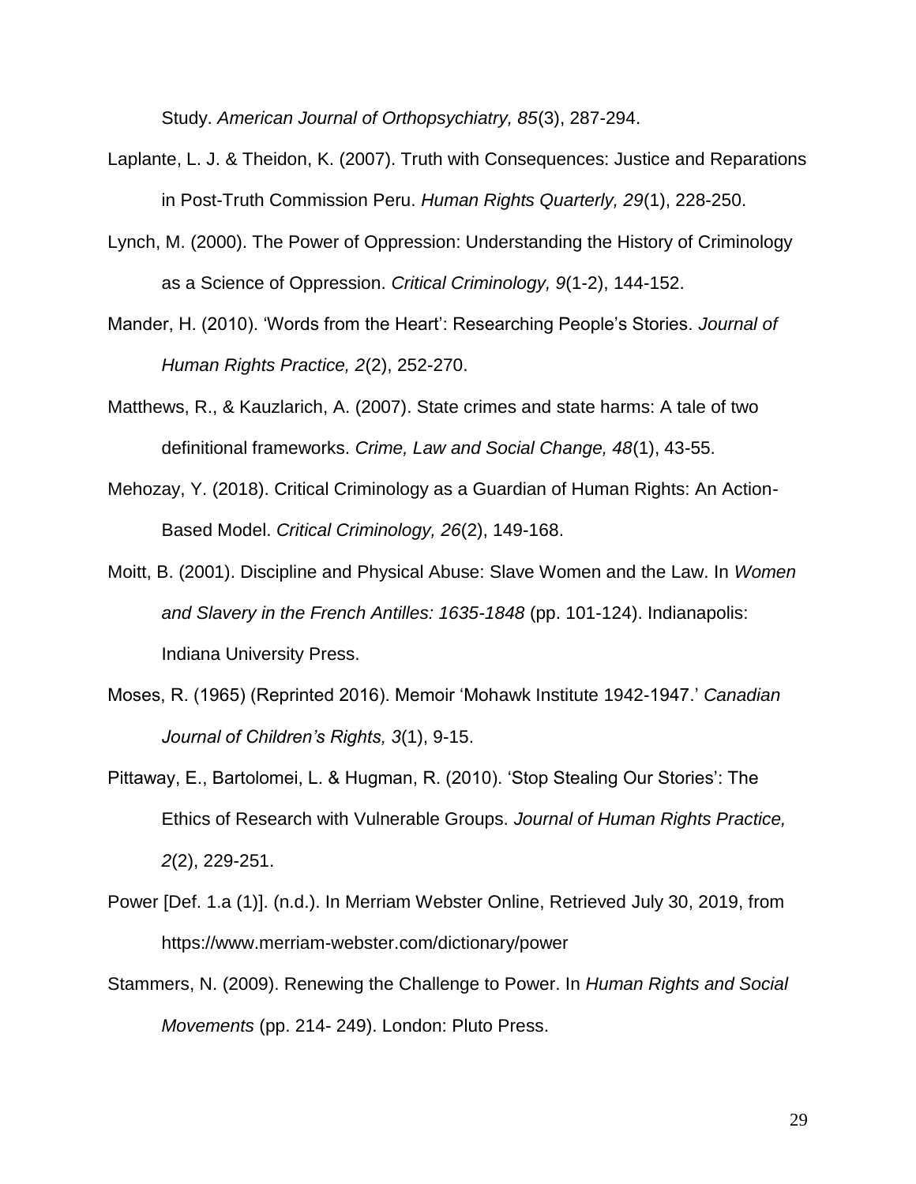Study. *American Journal of Orthopsychiatry, 85*(3), 287-294.

Laplante, L. J. & Theidon, K. (2007). Truth with Consequences: Justice and Reparations in Post-Truth Commission Peru. *Human Rights Quarterly, 29*(1), 228-250.

Lynch, M. (2000). The Power of Oppression: Understanding the History of Criminology as a Science of Oppression. *Critical Criminology, 9*(1-2), 144-152.

Mander, H. (2010). 'Words from the Heart': Researching People's Stories. *Journal of Human Rights Practice, 2*(2), 252-270.

Matthews, R., & Kauzlarich, A. (2007). State crimes and state harms: A tale of two definitional frameworks. *Crime, Law and Social Change, 48*(1), 43-55.

Mehozay, Y. (2018). Critical Criminology as a Guardian of Human Rights: An Action-Based Model. *Critical Criminology, 26*(2), 149-168.

Moitt, B. (2001). Discipline and Physical Abuse: Slave Women and the Law. In *Women and Slavery in the French Antilles: 1635-1848* (pp. 101-124). Indianapolis: Indiana University Press.

Moses, R. (1965) (Reprinted 2016). Memoir 'Mohawk Institute 1942-1947.' *Canadian Journal of Children's Rights, 3*(1), 9-15.

Pittaway, E., Bartolomei, L. & Hugman, R. (2010). 'Stop Stealing Our Stories': The Ethics of Research with Vulnerable Groups. *Journal of Human Rights Practice, 2*(2), 229-251.

Power [Def. 1.a (1)]. (n.d.). In Merriam Webster Online, Retrieved July 30, 2019, from https://www.merriam-webster.com/dictionary/power

Stammers, N. (2009). Renewing the Challenge to Power. In *Human Rights and Social Movements* (pp. 214- 249). London: Pluto Press.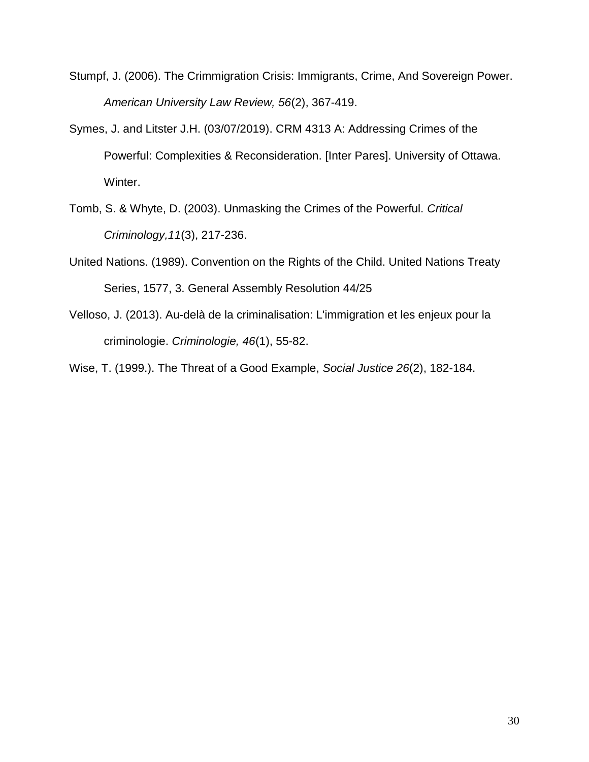Stumpf, J. (2006). The Crimmigration Crisis: Immigrants, Crime, And Sovereign Power. *American University Law Review, 56*(2), 367-419.

Symes, J. and Litster J.H. (03/07/2019). CRM 4313 A: Addressing Crimes of the Powerful: Complexities & Reconsideration. [Inter Pares]. University of Ottawa. Winter.

Tomb, S. & Whyte, D. (2003). Unmasking the Crimes of the Powerful. *Critical Criminology,11*(3), 217-236.

United Nations. (1989). Convention on the Rights of the Child. United Nations Treaty Series, 1577, 3. General Assembly Resolution 44/25

Velloso, J. (2013). Au-delà de la criminalisation: L'immigration et les enjeux pour la criminologie. *Criminologie, 46*(1), 55-82.

Wise, T. (1999.). The Threat of a Good Example, *Social Justice 26*(2), 182-184.